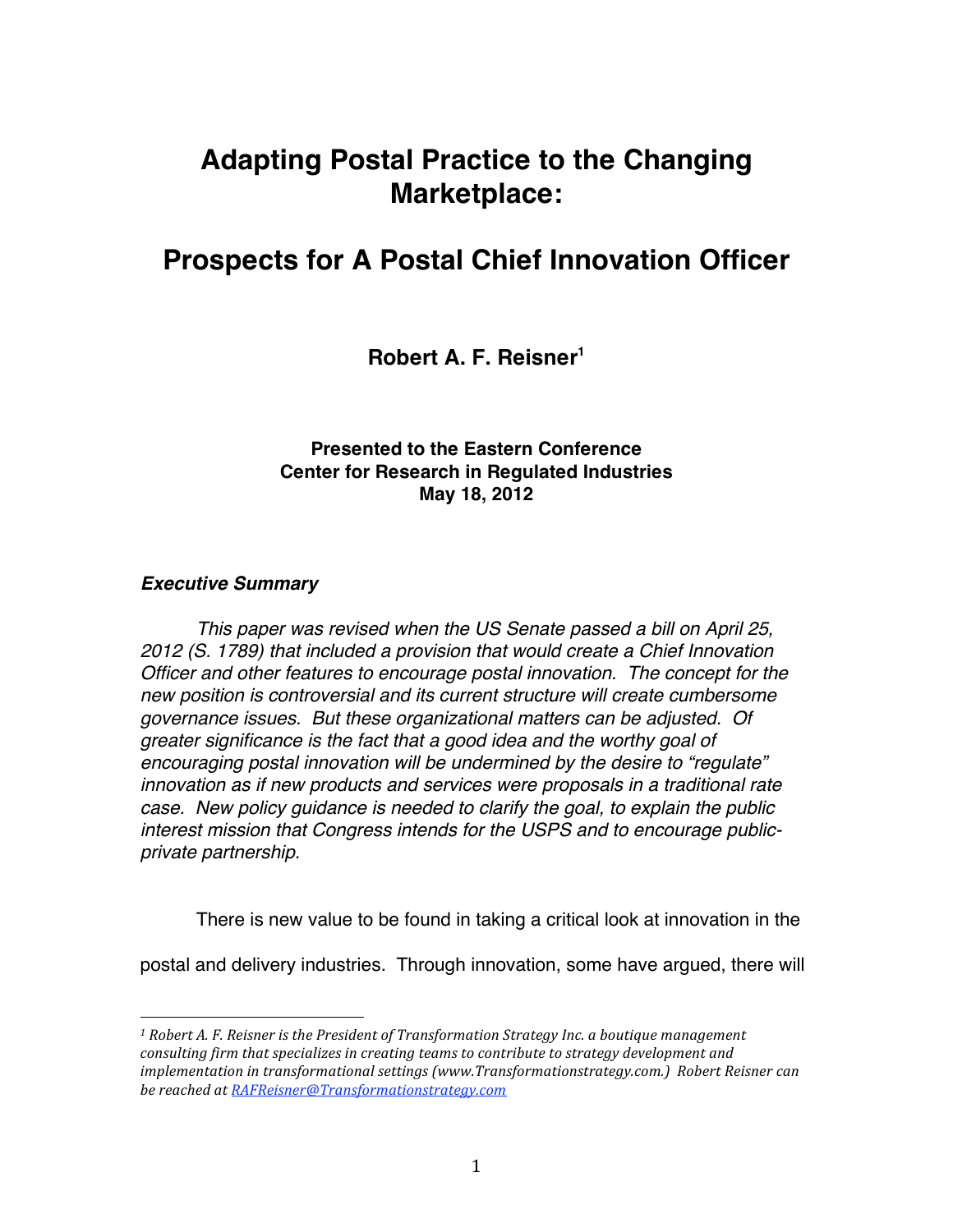# Adapting Postal Practice to the Changing Marketplace:

# Prospects for A Postal Chief Innovation Officer

**Robert A. F. Reisner[1]**

**Presented to the Eastern Conference**
**Center for Research in Regulated Industries**
**May 18, 2012**

### ***Executive Summary***

*This paper was revised when the US Senate passed a bill on April 25, 2012 (S. 1789) that included a provision that would create a Chief Innovation Officer and other features to encourage postal innovation. The concept for the new position is controversial and its current structure will create cumbersome governance issues. But these organizational matters can be adjusted. Of greater significance is the fact that a good idea and the worthy goal of encouraging postal innovation will be undermined by the desire to "regulate" innovation as if new products and services were proposals in a traditional rate case. New policy guidance is needed to clarify the goal, to explain the public interest mission that Congress intends for the USPS and to encourage public-private partnership.*

There is new value to be found in taking a critical look at innovation in the postal and delivery industries. Through innovation, some have argued, there will

---

[1] *Robert A. F. Reisner is the President of Transformation Strategy Inc. a boutique management consulting firm that specializes in creating teams to contribute to strategy development and implementation in transformational settings (www.Transformationstrategy.com.) Robert Reisner can be reached at RAFReisner@Transformationstrategy.com*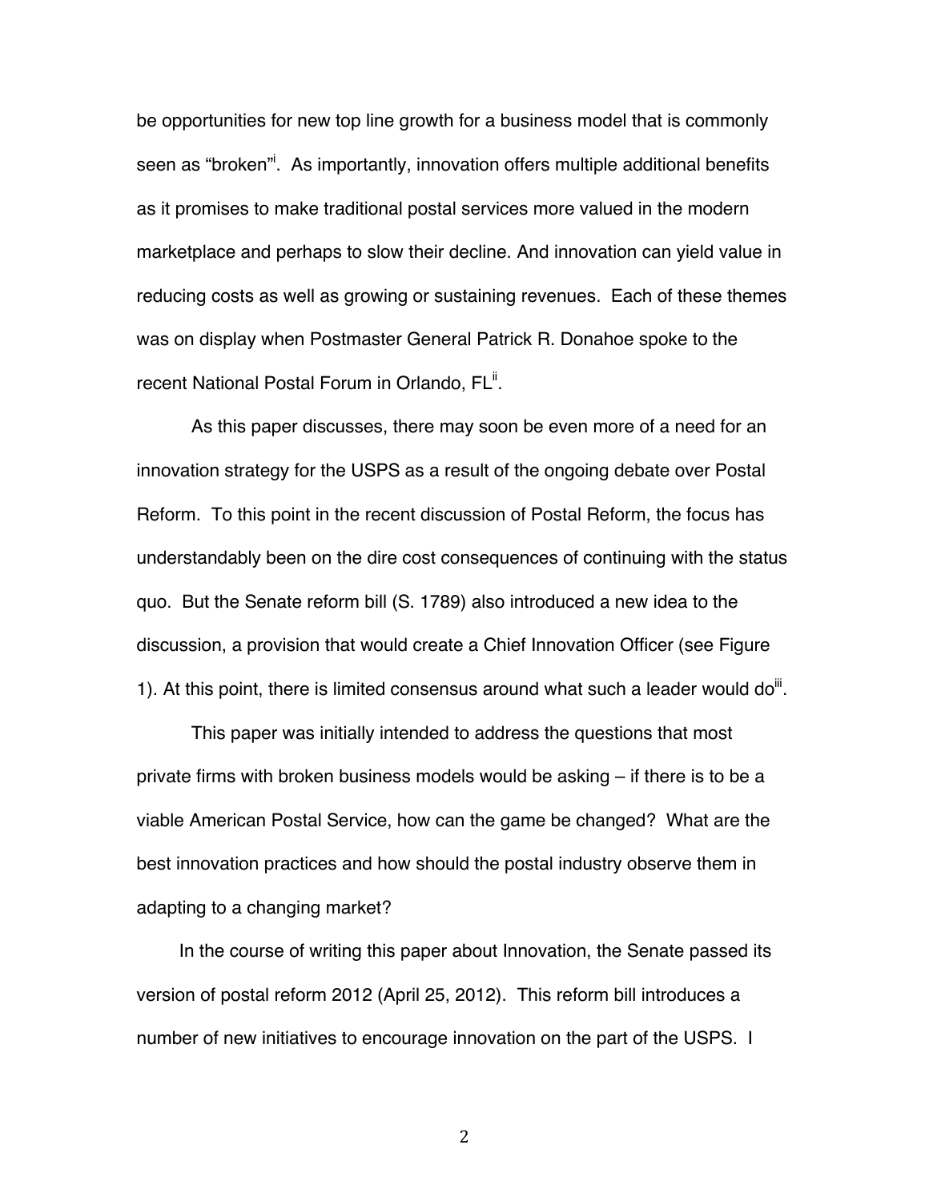be opportunities for new top line growth for a business model that is commonly seen as "broken"[i]. As importantly, innovation offers multiple additional benefits as it promises to make traditional postal services more valued in the modern marketplace and perhaps to slow their decline. And innovation can yield value in reducing costs as well as growing or sustaining revenues. Each of these themes was on display when Postmaster General Patrick R. Donahoe spoke to the recent National Postal Forum in Orlando, FL[ii].

As this paper discusses, there may soon be even more of a need for an innovation strategy for the USPS as a result of the ongoing debate over Postal Reform. To this point in the recent discussion of Postal Reform, the focus has understandably been on the dire cost consequences of continuing with the status quo. But the Senate reform bill (S. 1789) also introduced a new idea to the discussion, a provision that would create a Chief Innovation Officer (see Figure 1). At this point, there is limited consensus around what such a leader would do[iii].

This paper was initially intended to address the questions that most private firms with broken business models would be asking – if there is to be a viable American Postal Service, how can the game be changed? What are the best innovation practices and how should the postal industry observe them in adapting to a changing market?

In the course of writing this paper about Innovation, the Senate passed its version of postal reform 2012 (April 25, 2012). This reform bill introduces a number of new initiatives to encourage innovation on the part of the USPS. I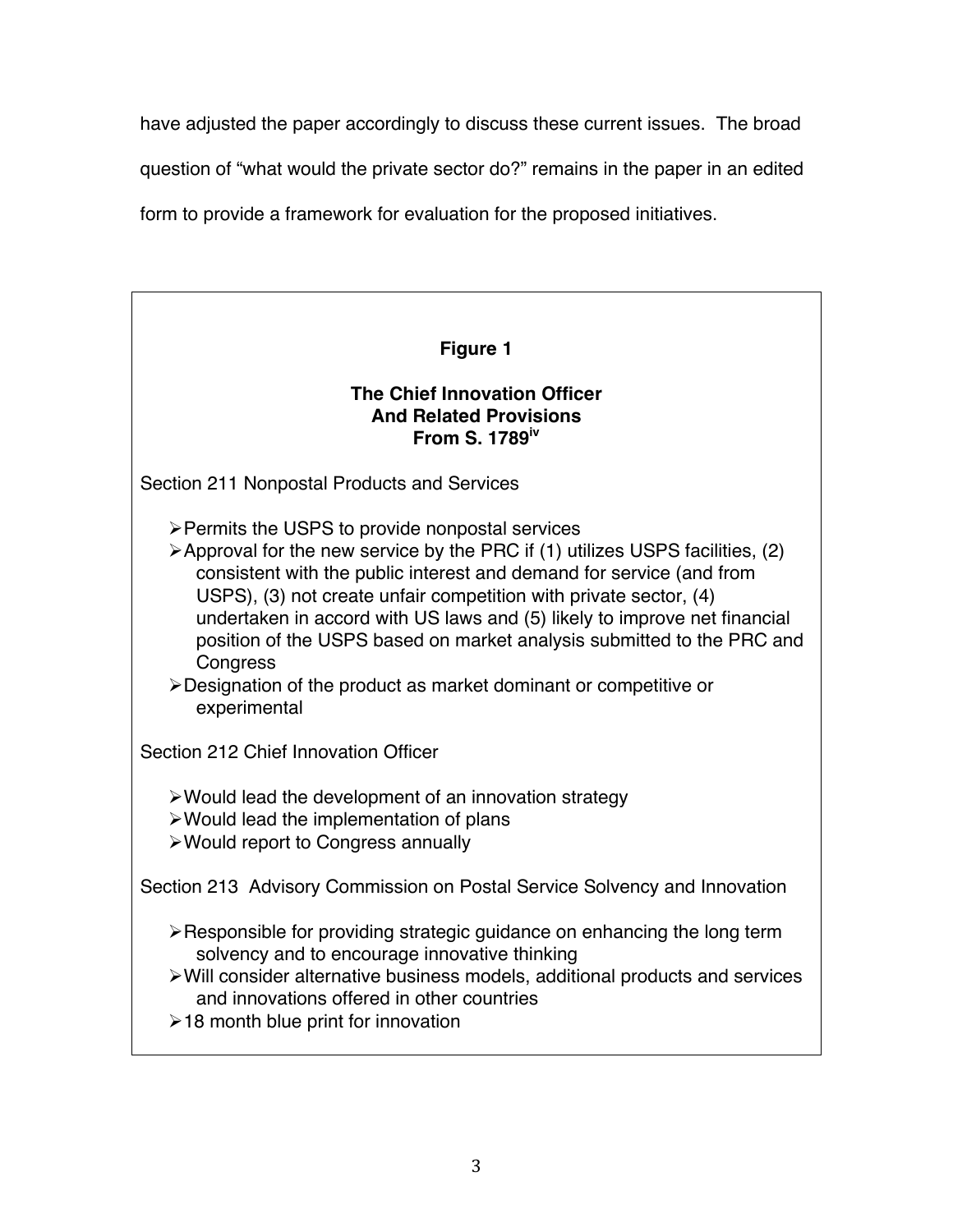have adjusted the paper accordingly to discuss these current issues. The broad question of “what would the private sector do?” remains in the paper in an edited form to provide a framework for evaluation for the proposed initiatives.

**Figure 1**

**The Chief Innovation Officer And Related Provisions From S. 1789[iv]**

Section 211 Nonpostal Products and Services

- Permits the USPS to provide nonpostal services
- Approval for the new service by the PRC if (1) utilizes USPS facilities, (2) consistent with the public interest and demand for service (and from USPS), (3) not create unfair competition with private sector, (4) undertaken in accord with US laws and (5) likely to improve net financial position of the USPS based on market analysis submitted to the PRC and Congress
- Designation of the product as market dominant or competitive or experimental

Section 212 Chief Innovation Officer

- Would lead the development of an innovation strategy
- Would lead the implementation of plans
- Would report to Congress annually

Section 213 Advisory Commission on Postal Service Solvency and Innovation

- Responsible for providing strategic guidance on enhancing the long term solvency and to encourage innovative thinking
- Will consider alternative business models, additional products and services and innovations offered in other countries
- 18 month blue print for innovation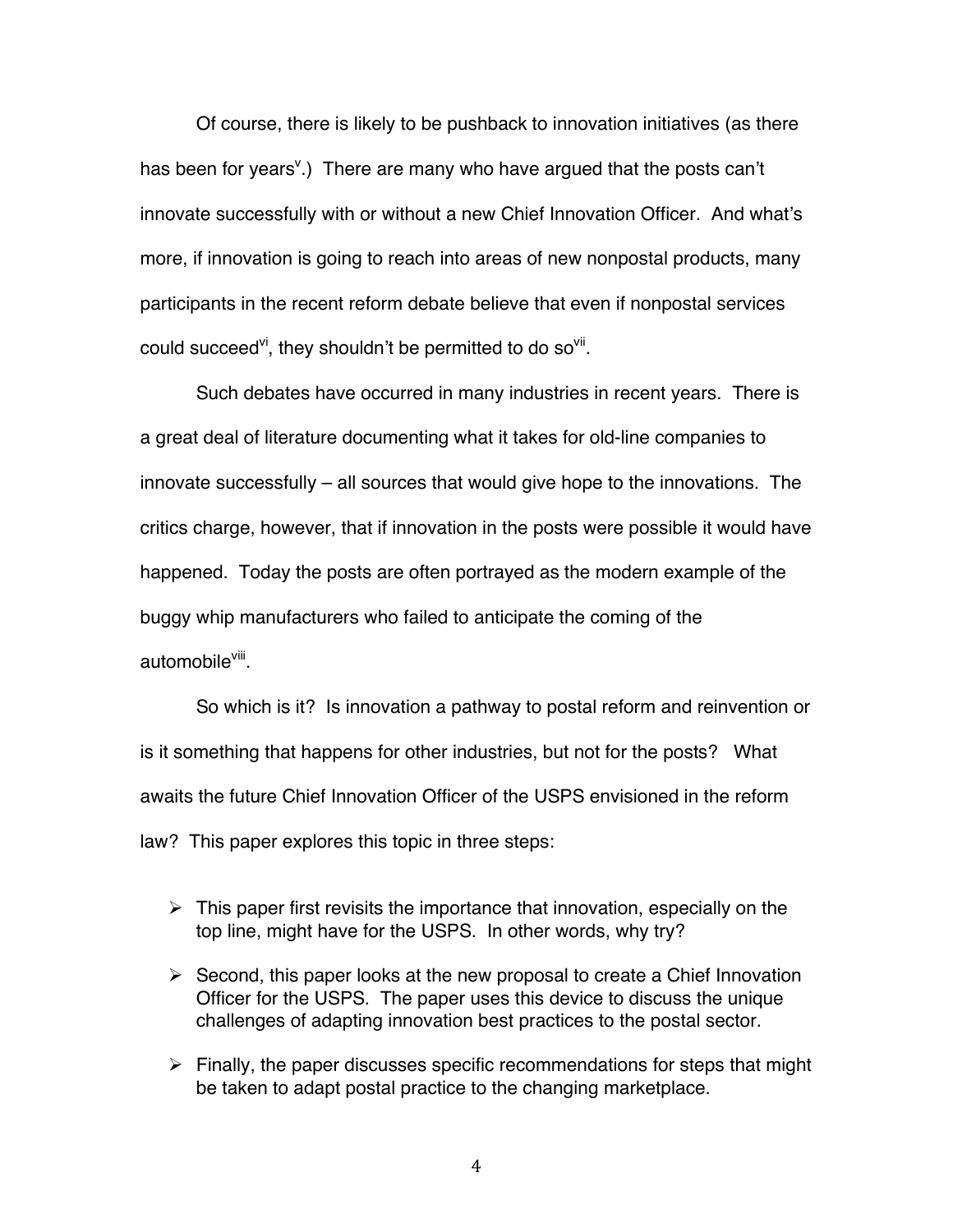Of course, there is likely to be pushback to innovation initiatives (as there has been for years[v].) There are many who have argued that the posts can't innovate successfully with or without a new Chief Innovation Officer. And what's more, if innovation is going to reach into areas of new nonpostal products, many participants in the recent reform debate believe that even if nonpostal services could succeed[vi], they shouldn't be permitted to do so[vii].

Such debates have occurred in many industries in recent years. There is a great deal of literature documenting what it takes for old-line companies to innovate successfully – all sources that would give hope to the innovations. The critics charge, however, that if innovation in the posts were possible it would have happened. Today the posts are often portrayed as the modern example of the buggy whip manufacturers who failed to anticipate the coming of the automobile[viii].

So which is it? Is innovation a pathway to postal reform and reinvention or is it something that happens for other industries, but not for the posts? What awaits the future Chief Innovation Officer of the USPS envisioned in the reform law? This paper explores this topic in three steps:

- This paper first revisits the importance that innovation, especially on the top line, might have for the USPS. In other words, why try?
- Second, this paper looks at the new proposal to create a Chief Innovation Officer for the USPS. The paper uses this device to discuss the unique challenges of adapting innovation best practices to the postal sector.
- Finally, the paper discusses specific recommendations for steps that might be taken to adapt postal practice to the changing marketplace.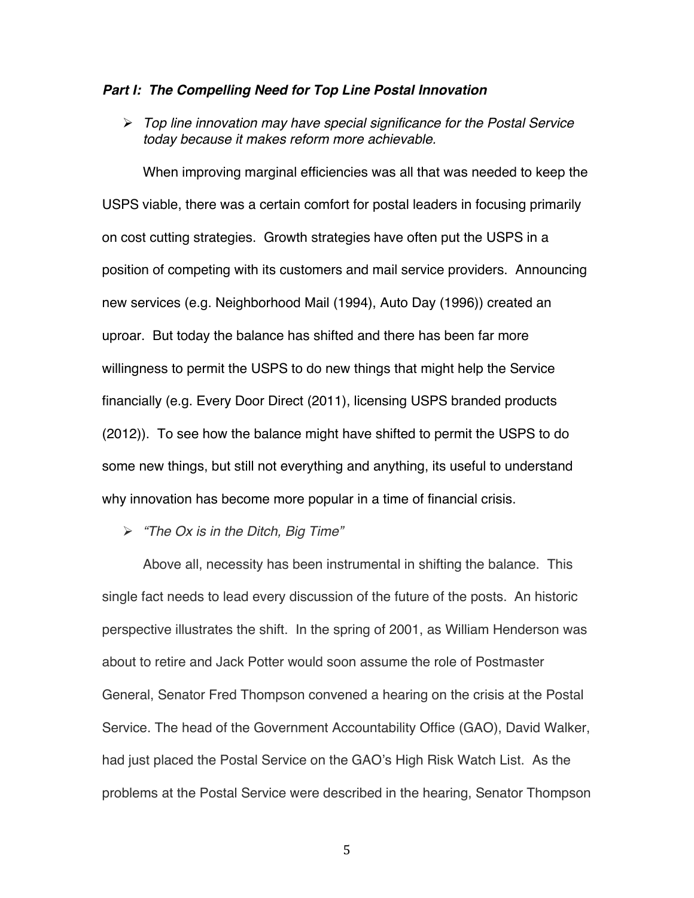## *Part I: The Compelling Need for Top Line Postal Innovation*

- *Top line innovation may have special significance for the Postal Service today because it makes reform more achievable.*

When improving marginal efficiencies was all that was needed to keep the USPS viable, there was a certain comfort for postal leaders in focusing primarily on cost cutting strategies. Growth strategies have often put the USPS in a position of competing with its customers and mail service providers. Announcing new services (e.g. Neighborhood Mail (1994), Auto Day (1996)) created an uproar. But today the balance has shifted and there has been far more willingness to permit the USPS to do new things that might help the Service financially (e.g. Every Door Direct (2011), licensing USPS branded products (2012)). To see how the balance might have shifted to permit the USPS to do some new things, but still not everything and anything, its useful to understand why innovation has become more popular in a time of financial crisis.

- *"The Ox is in the Ditch, Big Time"*

Above all, necessity has been instrumental in shifting the balance. This single fact needs to lead every discussion of the future of the posts. An historic perspective illustrates the shift. In the spring of 2001, as William Henderson was about to retire and Jack Potter would soon assume the role of Postmaster General, Senator Fred Thompson convened a hearing on the crisis at the Postal Service. The head of the Government Accountability Office (GAO), David Walker, had just placed the Postal Service on the GAO's High Risk Watch List. As the problems at the Postal Service were described in the hearing, Senator Thompson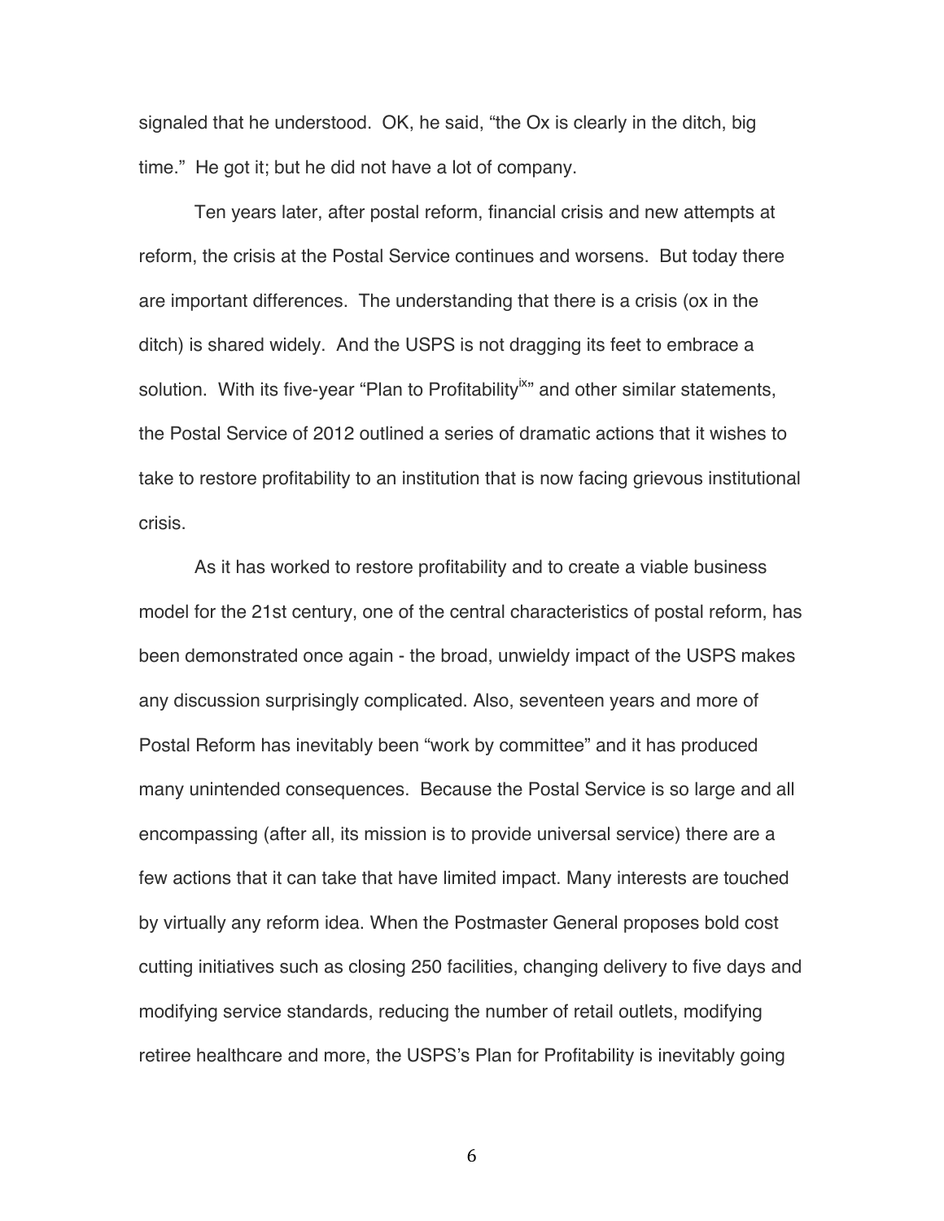signaled that he understood. OK, he said, "the Ox is clearly in the ditch, big time." He got it; but he did not have a lot of company.

Ten years later, after postal reform, financial crisis and new attempts at reform, the crisis at the Postal Service continues and worsens. But today there are important differences. The understanding that there is a crisis (ox in the ditch) is shared widely. And the USPS is not dragging its feet to embrace a solution. With its five-year "Plan to Profitability[ix]" and other similar statements, the Postal Service of 2012 outlined a series of dramatic actions that it wishes to take to restore profitability to an institution that is now facing grievous institutional crisis.

As it has worked to restore profitability and to create a viable business model for the 21st century, one of the central characteristics of postal reform, has been demonstrated once again - the broad, unwieldy impact of the USPS makes any discussion surprisingly complicated. Also, seventeen years and more of Postal Reform has inevitably been "work by committee" and it has produced many unintended consequences. Because the Postal Service is so large and all encompassing (after all, its mission is to provide universal service) there are a few actions that it can take that have limited impact. Many interests are touched by virtually any reform idea. When the Postmaster General proposes bold cost cutting initiatives such as closing 250 facilities, changing delivery to five days and modifying service standards, reducing the number of retail outlets, modifying retiree healthcare and more, the USPS's Plan for Profitability is inevitably going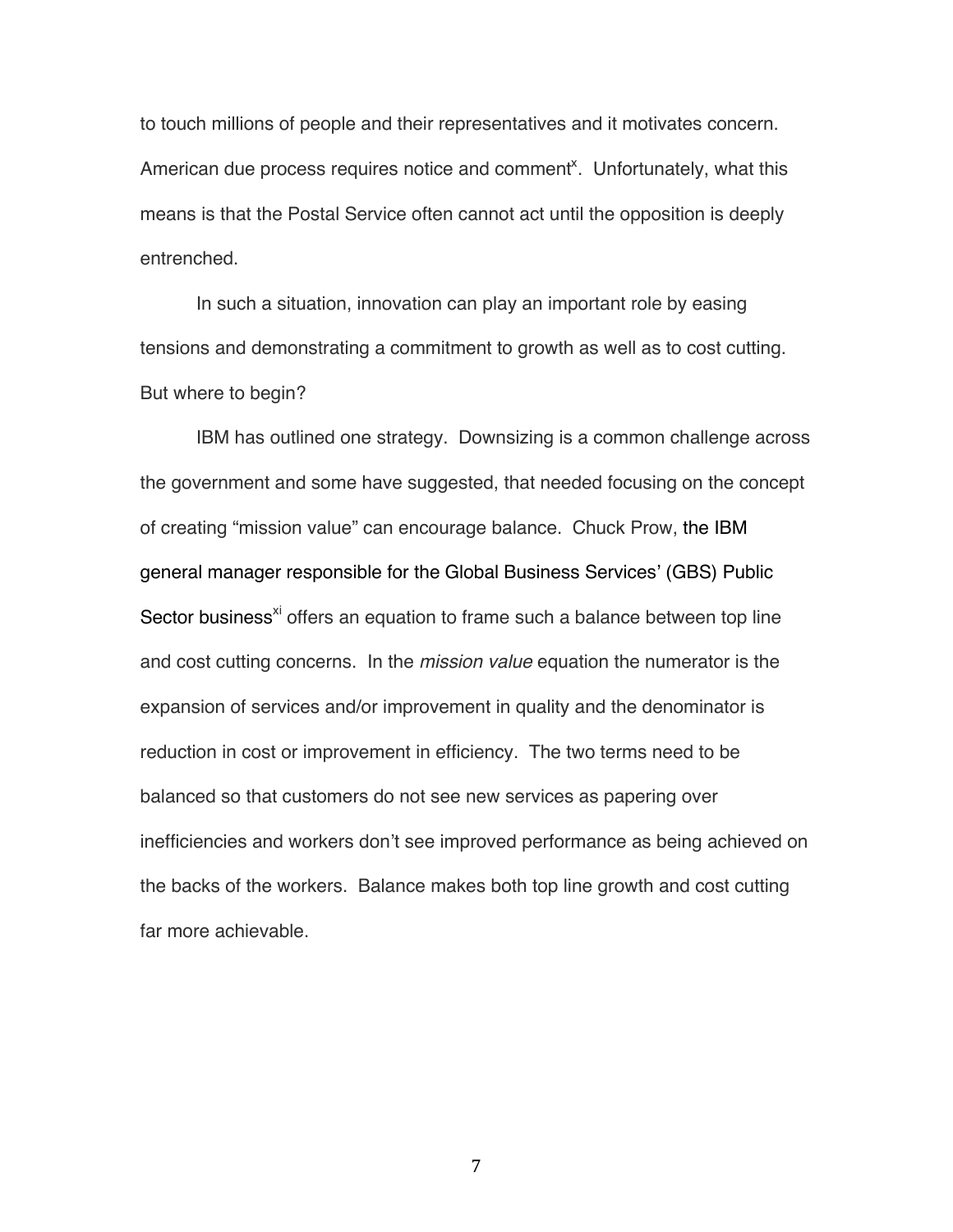to touch millions of people and their representatives and it motivates concern. American due process requires notice and comment[x]. Unfortunately, what this means is that the Postal Service often cannot act until the opposition is deeply entrenched.

In such a situation, innovation can play an important role by easing tensions and demonstrating a commitment to growth as well as to cost cutting. But where to begin?

IBM has outlined one strategy. Downsizing is a common challenge across the government and some have suggested, that needed focusing on the concept of creating "mission value" can encourage balance. Chuck Prow, the IBM general manager responsible for the Global Business Services' (GBS) Public Sector business[xi] offers an equation to frame such a balance between top line and cost cutting concerns. In the *mission value* equation the numerator is the expansion of services and/or improvement in quality and the denominator is reduction in cost or improvement in efficiency. The two terms need to be balanced so that customers do not see new services as papering over inefficiencies and workers don't see improved performance as being achieved on the backs of the workers. Balance makes both top line growth and cost cutting far more achievable.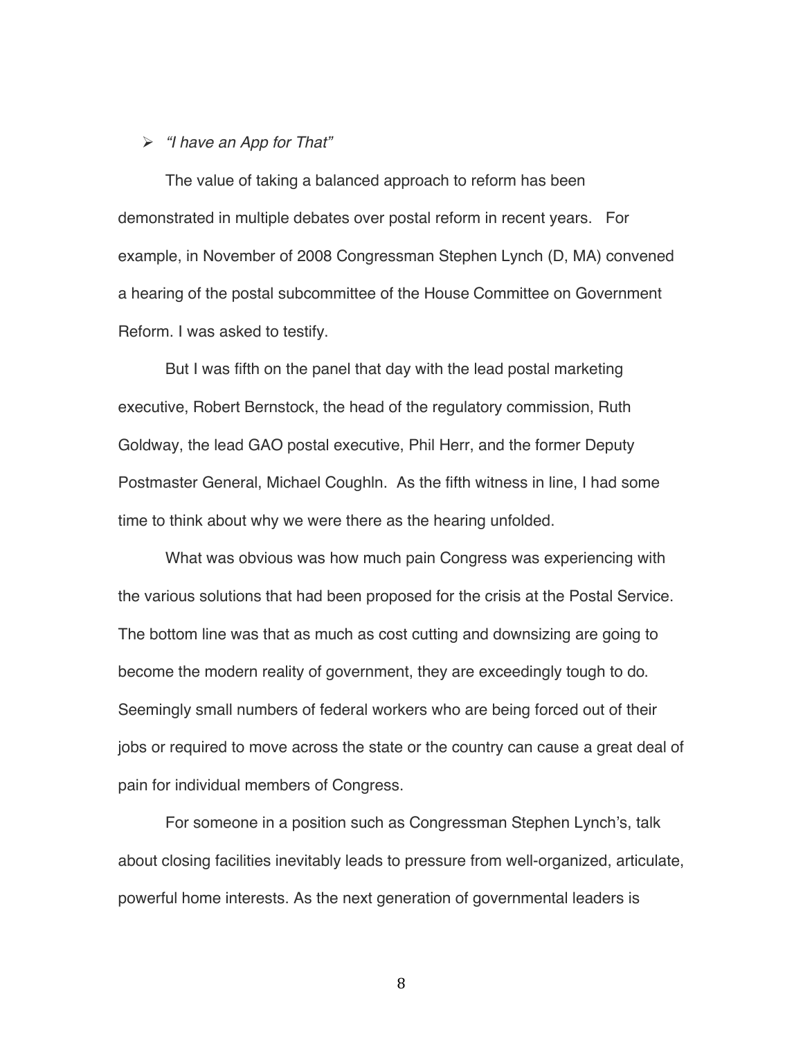- *"I have an App for That"*

The value of taking a balanced approach to reform has been demonstrated in multiple debates over postal reform in recent years. For example, in November of 2008 Congressman Stephen Lynch (D, MA) convened a hearing of the postal subcommittee of the House Committee on Government Reform. I was asked to testify.

But I was fifth on the panel that day with the lead postal marketing executive, Robert Bernstock, the head of the regulatory commission, Ruth Goldway, the lead GAO postal executive, Phil Herr, and the former Deputy Postmaster General, Michael Coughln. As the fifth witness in line, I had some time to think about why we were there as the hearing unfolded.

What was obvious was how much pain Congress was experiencing with the various solutions that had been proposed for the crisis at the Postal Service. The bottom line was that as much as cost cutting and downsizing are going to become the modern reality of government, they are exceedingly tough to do. Seemingly small numbers of federal workers who are being forced out of their jobs or required to move across the state or the country can cause a great deal of pain for individual members of Congress.

For someone in a position such as Congressman Stephen Lynch's, talk about closing facilities inevitably leads to pressure from well-organized, articulate, powerful home interests. As the next generation of governmental leaders is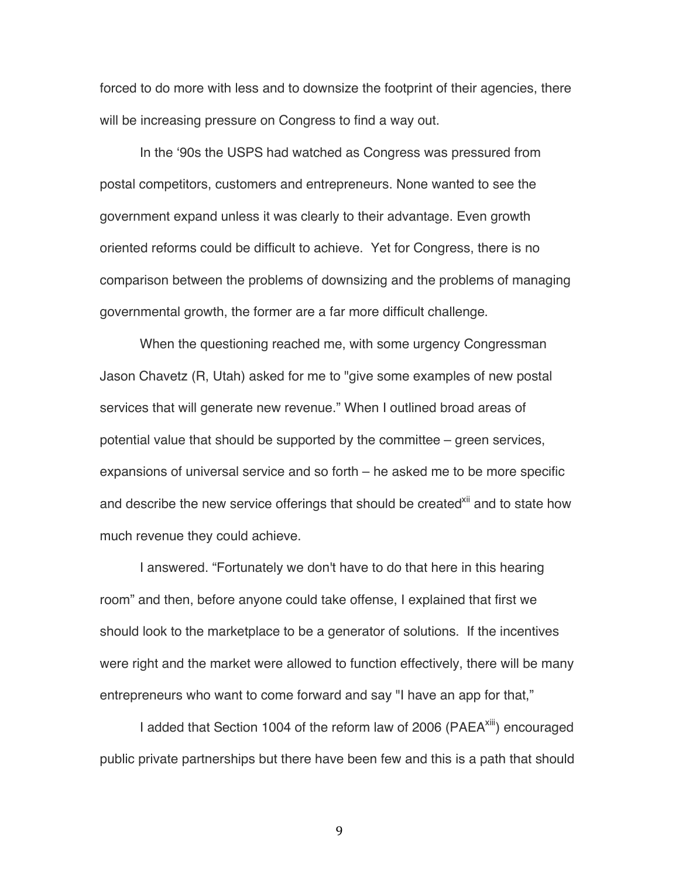forced to do more with less and to downsize the footprint of their agencies, there will be increasing pressure on Congress to find a way out.

In the '90s the USPS had watched as Congress was pressured from postal competitors, customers and entrepreneurs. None wanted to see the government expand unless it was clearly to their advantage. Even growth oriented reforms could be difficult to achieve. Yet for Congress, there is no comparison between the problems of downsizing and the problems of managing governmental growth, the former are a far more difficult challenge.

When the questioning reached me, with some urgency Congressman Jason Chavetz (R, Utah) asked for me to "give some examples of new postal services that will generate new revenue." When I outlined broad areas of potential value that should be supported by the committee – green services, expansions of universal service and so forth – he asked me to be more specific and describe the new service offerings that should be created[xii] and to state how much revenue they could achieve.

I answered. "Fortunately we don't have to do that here in this hearing room" and then, before anyone could take offense, I explained that first we should look to the marketplace to be a generator of solutions. If the incentives were right and the market were allowed to function effectively, there will be many entrepreneurs who want to come forward and say "I have an app for that,"

I added that Section 1004 of the reform law of 2006 (PAEA[xiii]) encouraged public private partnerships but there have been few and this is a path that should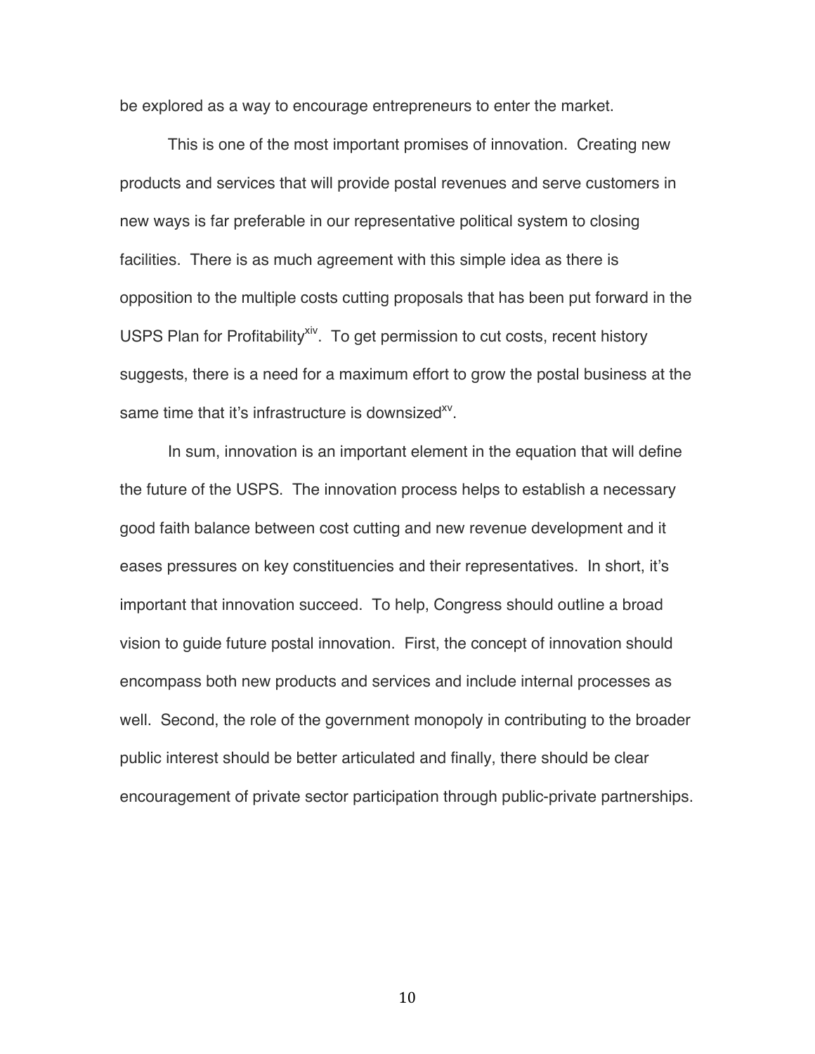be explored as a way to encourage entrepreneurs to enter the market.

This is one of the most important promises of innovation. Creating new products and services that will provide postal revenues and serve customers in new ways is far preferable in our representative political system to closing facilities. There is as much agreement with this simple idea as there is opposition to the multiple costs cutting proposals that has been put forward in the USPS Plan for Profitability[xiv]. To get permission to cut costs, recent history suggests, there is a need for a maximum effort to grow the postal business at the same time that it's infrastructure is downsized[xv].

In sum, innovation is an important element in the equation that will define the future of the USPS. The innovation process helps to establish a necessary good faith balance between cost cutting and new revenue development and it eases pressures on key constituencies and their representatives. In short, it's important that innovation succeed. To help, Congress should outline a broad vision to guide future postal innovation. First, the concept of innovation should encompass both new products and services and include internal processes as well. Second, the role of the government monopoly in contributing to the broader public interest should be better articulated and finally, there should be clear encouragement of private sector participation through public-private partnerships.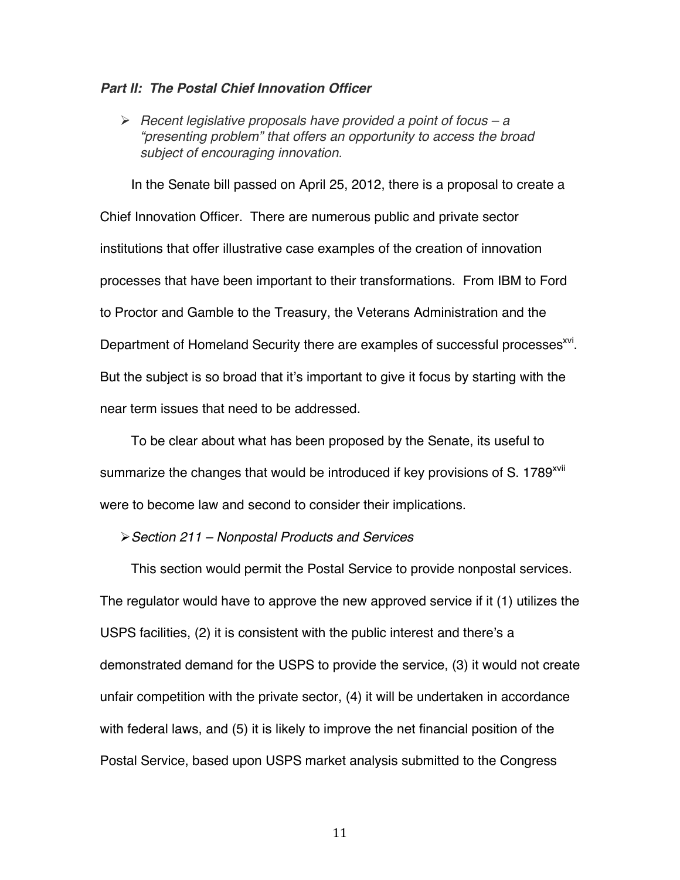***Part II: The Postal Chief Innovation Officer***

- *Recent legislative proposals have provided a point of focus – a "presenting problem" that offers an opportunity to access the broad subject of encouraging innovation.*

In the Senate bill passed on April 25, 2012, there is a proposal to create a Chief Innovation Officer. There are numerous public and private sector institutions that offer illustrative case examples of the creation of innovation processes that have been important to their transformations. From IBM to Ford to Proctor and Gamble to the Treasury, the Veterans Administration and the Department of Homeland Security there are examples of successful processes[xvi]. But the subject is so broad that it's important to give it focus by starting with the near term issues that need to be addressed.

To be clear about what has been proposed by the Senate, its useful to summarize the changes that would be introduced if key provisions of S. 1789[xvii] were to become law and second to consider their implications.

- *Section 211 – Nonpostal Products and Services*

This section would permit the Postal Service to provide nonpostal services. The regulator would have to approve the new approved service if it (1) utilizes the USPS facilities, (2) it is consistent with the public interest and there's a demonstrated demand for the USPS to provide the service, (3) it would not create unfair competition with the private sector, (4) it will be undertaken in accordance with federal laws, and (5) it is likely to improve the net financial position of the Postal Service, based upon USPS market analysis submitted to the Congress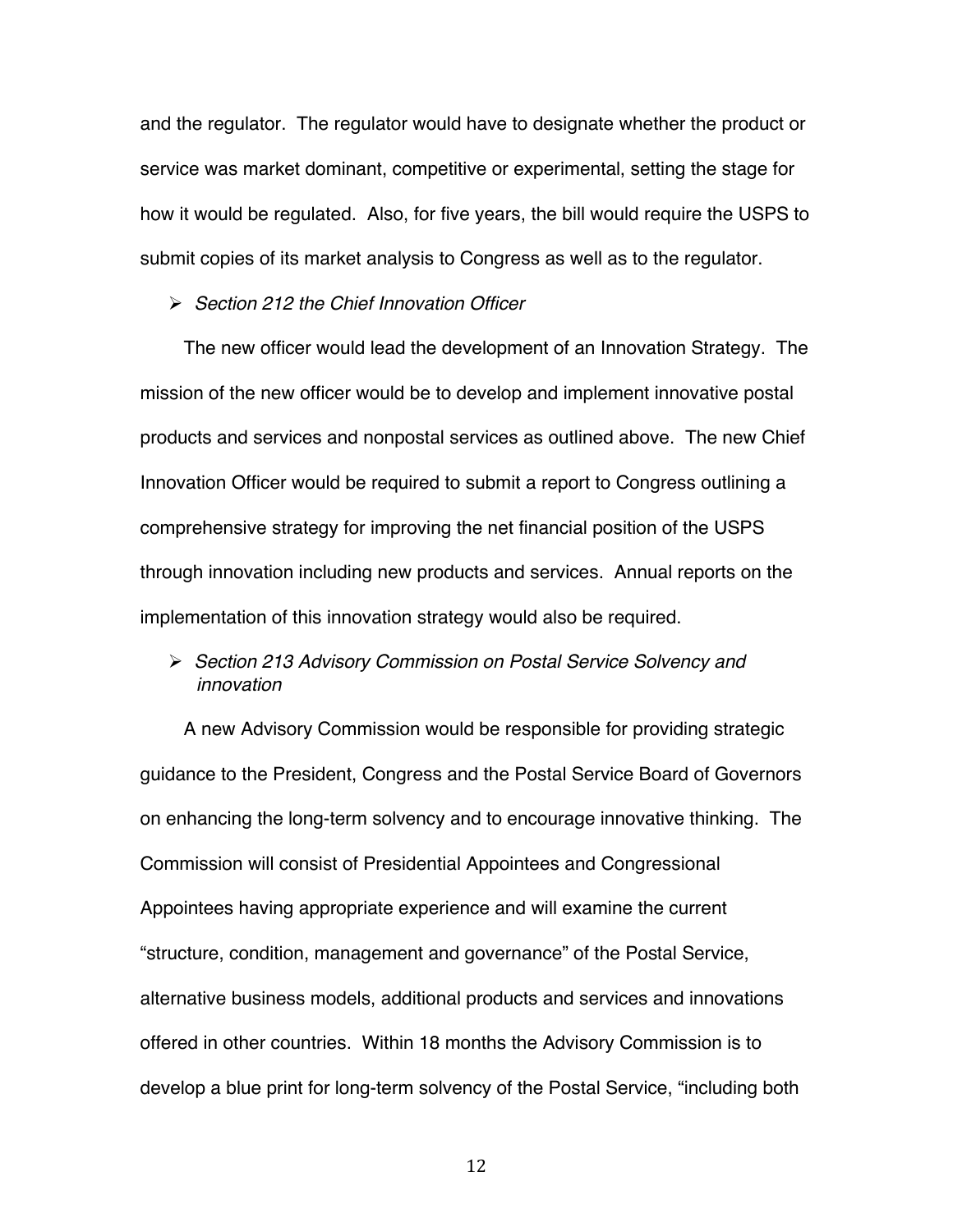and the regulator. The regulator would have to designate whether the product or service was market dominant, competitive or experimental, setting the stage for how it would be regulated. Also, for five years, the bill would require the USPS to submit copies of its market analysis to Congress as well as to the regulator.

- *Section 212 the Chief Innovation Officer*

The new officer would lead the development of an Innovation Strategy. The mission of the new officer would be to develop and implement innovative postal products and services and nonpostal services as outlined above. The new Chief Innovation Officer would be required to submit a report to Congress outlining a comprehensive strategy for improving the net financial position of the USPS through innovation including new products and services. Annual reports on the implementation of this innovation strategy would also be required.

- *Section 213 Advisory Commission on Postal Service Solvency and innovation*

A new Advisory Commission would be responsible for providing strategic guidance to the President, Congress and the Postal Service Board of Governors on enhancing the long-term solvency and to encourage innovative thinking. The Commission will consist of Presidential Appointees and Congressional Appointees having appropriate experience and will examine the current "structure, condition, management and governance" of the Postal Service, alternative business models, additional products and services and innovations offered in other countries. Within 18 months the Advisory Commission is to develop a blue print for long-term solvency of the Postal Service, "including both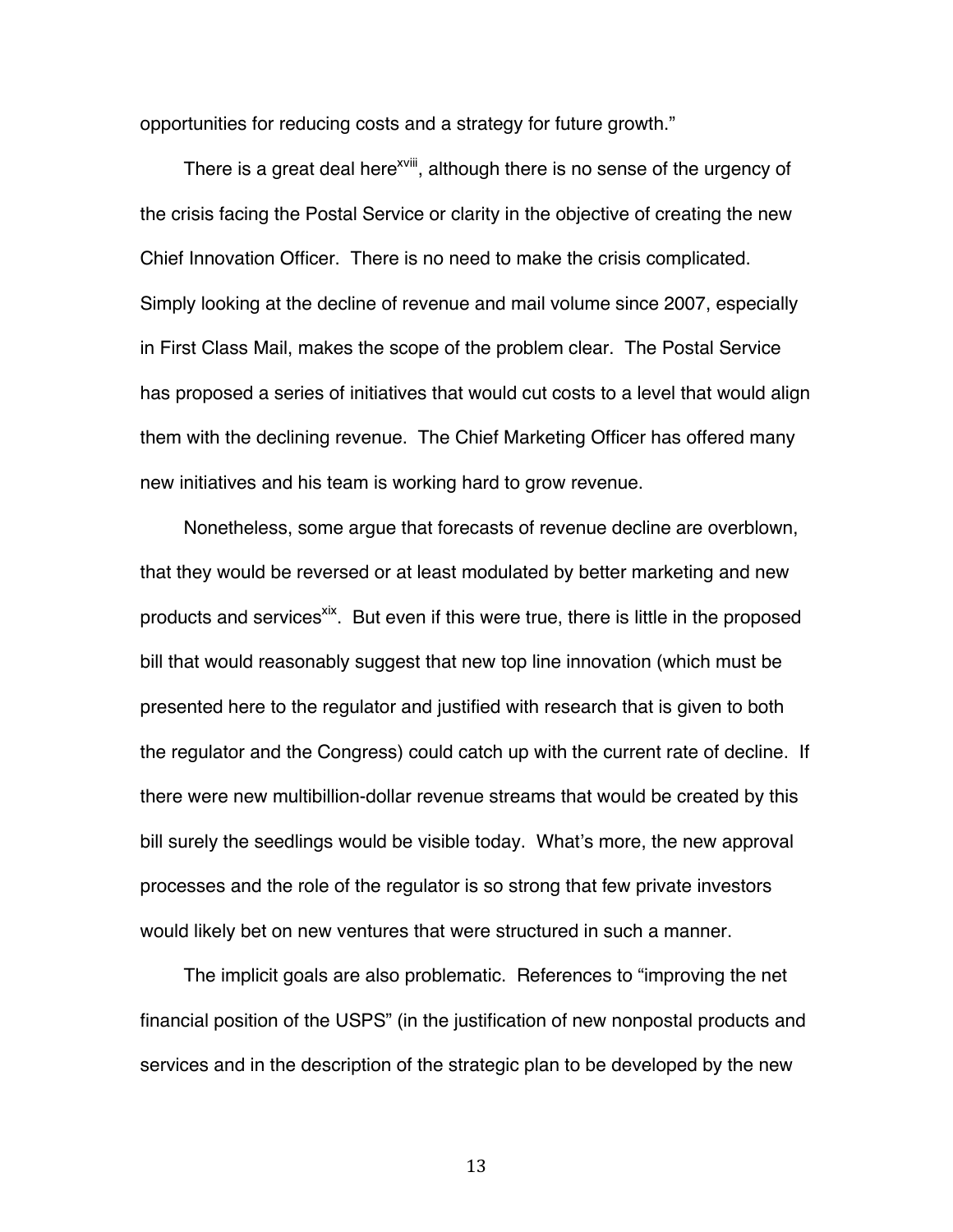opportunities for reducing costs and a strategy for future growth."

There is a great deal here[xviii], although there is no sense of the urgency of the crisis facing the Postal Service or clarity in the objective of creating the new Chief Innovation Officer. There is no need to make the crisis complicated. Simply looking at the decline of revenue and mail volume since 2007, especially in First Class Mail, makes the scope of the problem clear. The Postal Service has proposed a series of initiatives that would cut costs to a level that would align them with the declining revenue. The Chief Marketing Officer has offered many new initiatives and his team is working hard to grow revenue.

Nonetheless, some argue that forecasts of revenue decline are overblown, that they would be reversed or at least modulated by better marketing and new products and services[xix]. But even if this were true, there is little in the proposed bill that would reasonably suggest that new top line innovation (which must be presented here to the regulator and justified with research that is given to both the regulator and the Congress) could catch up with the current rate of decline. If there were new multibillion-dollar revenue streams that would be created by this bill surely the seedlings would be visible today. What's more, the new approval processes and the role of the regulator is so strong that few private investors would likely bet on new ventures that were structured in such a manner.

The implicit goals are also problematic. References to "improving the net financial position of the USPS" (in the justification of new nonpostal products and services and in the description of the strategic plan to be developed by the new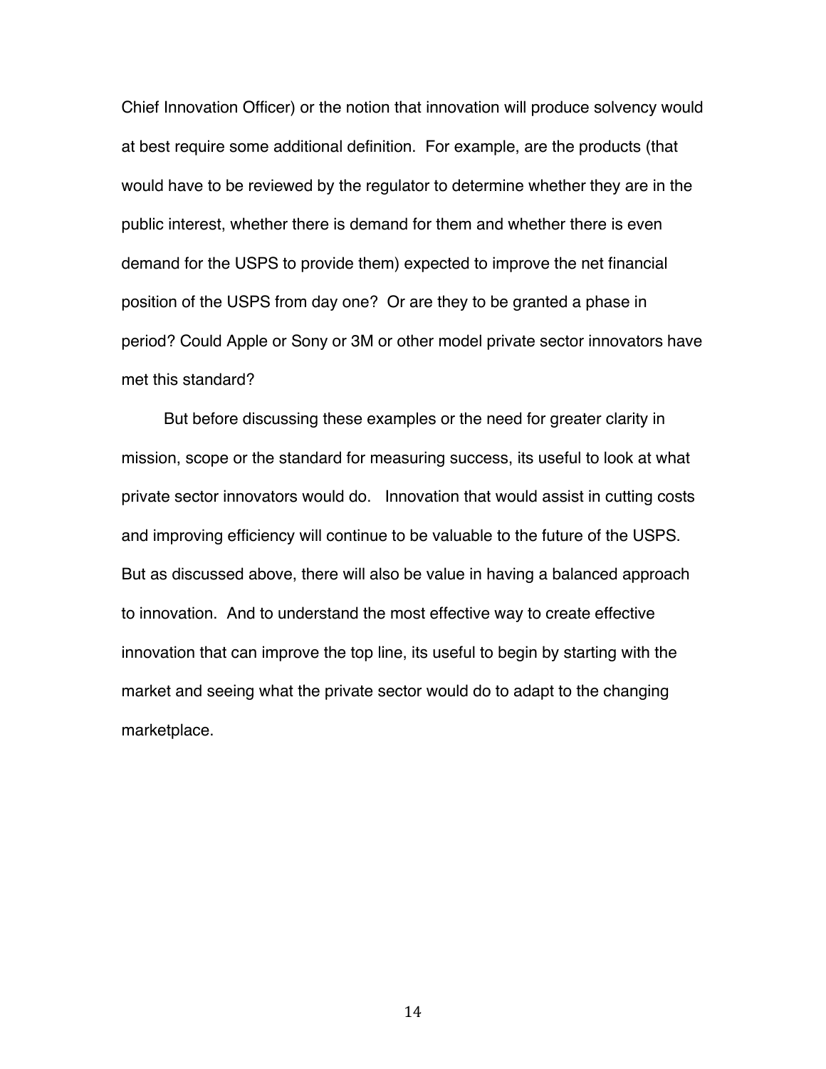Chief Innovation Officer) or the notion that innovation will produce solvency would at best require some additional definition. For example, are the products (that would have to be reviewed by the regulator to determine whether they are in the public interest, whether there is demand for them and whether there is even demand for the USPS to provide them) expected to improve the net financial position of the USPS from day one? Or are they to be granted a phase in period? Could Apple or Sony or 3M or other model private sector innovators have met this standard?

But before discussing these examples or the need for greater clarity in mission, scope or the standard for measuring success, its useful to look at what private sector innovators would do. Innovation that would assist in cutting costs and improving efficiency will continue to be valuable to the future of the USPS. But as discussed above, there will also be value in having a balanced approach to innovation. And to understand the most effective way to create effective innovation that can improve the top line, its useful to begin by starting with the market and seeing what the private sector would do to adapt to the changing marketplace.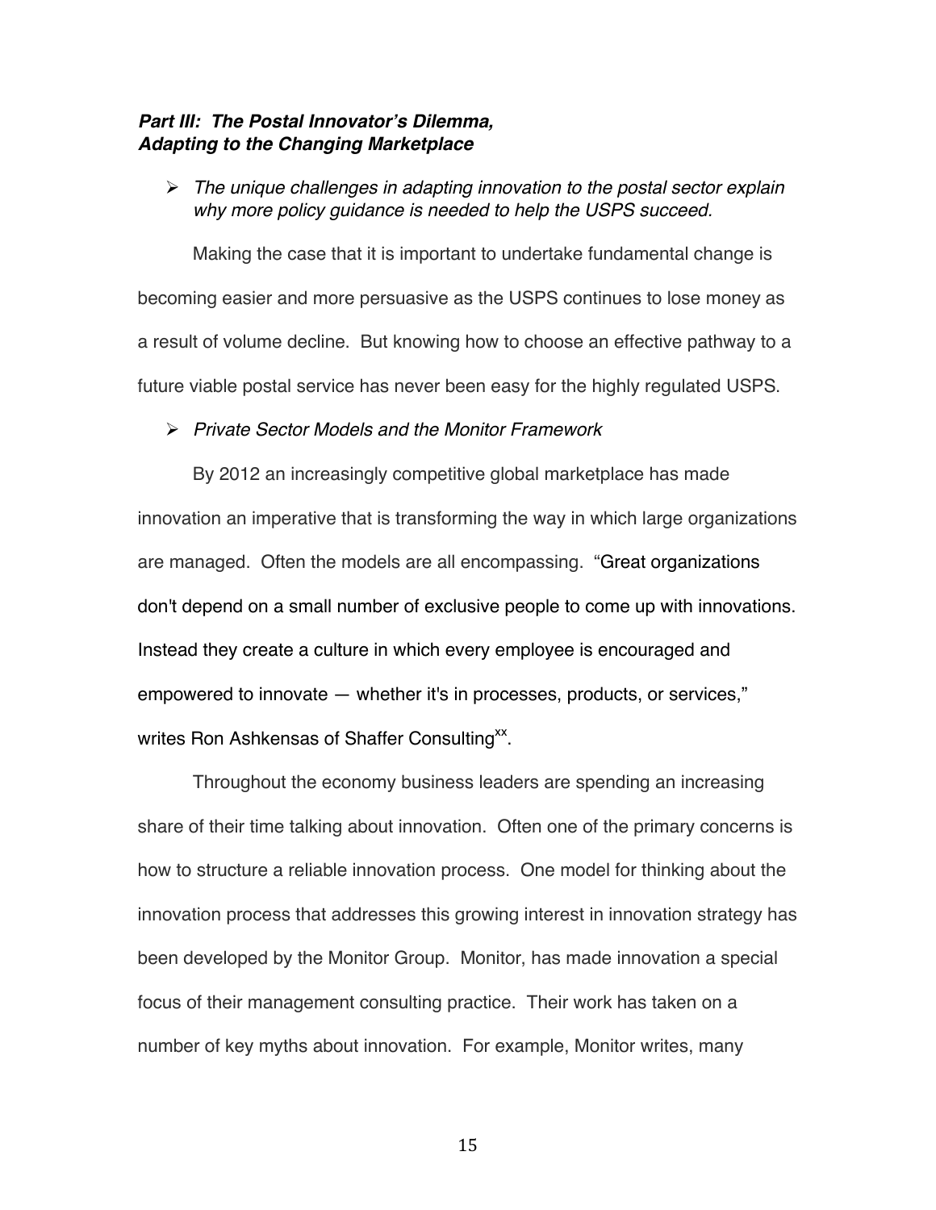## *Part III: The Postal Innovator's Dilemma, Adapting to the Changing Marketplace*

- *The unique challenges in adapting innovation to the postal sector explain why more policy guidance is needed to help the USPS succeed.*

Making the case that it is important to undertake fundamental change is becoming easier and more persuasive as the USPS continues to lose money as a result of volume decline. But knowing how to choose an effective pathway to a future viable postal service has never been easy for the highly regulated USPS.

- *Private Sector Models and the Monitor Framework*

By 2012 an increasingly competitive global marketplace has made innovation an imperative that is transforming the way in which large organizations are managed. Often the models are all encompassing. "Great organizations don't depend on a small number of exclusive people to come up with innovations. Instead they create a culture in which every employee is encouraged and empowered to innovate — whether it's in processes, products, or services," writes Ron Ashkensas of Shaffer Consulting[xx].

Throughout the economy business leaders are spending an increasing share of their time talking about innovation. Often one of the primary concerns is how to structure a reliable innovation process. One model for thinking about the innovation process that addresses this growing interest in innovation strategy has been developed by the Monitor Group. Monitor, has made innovation a special focus of their management consulting practice. Their work has taken on a number of key myths about innovation. For example, Monitor writes, many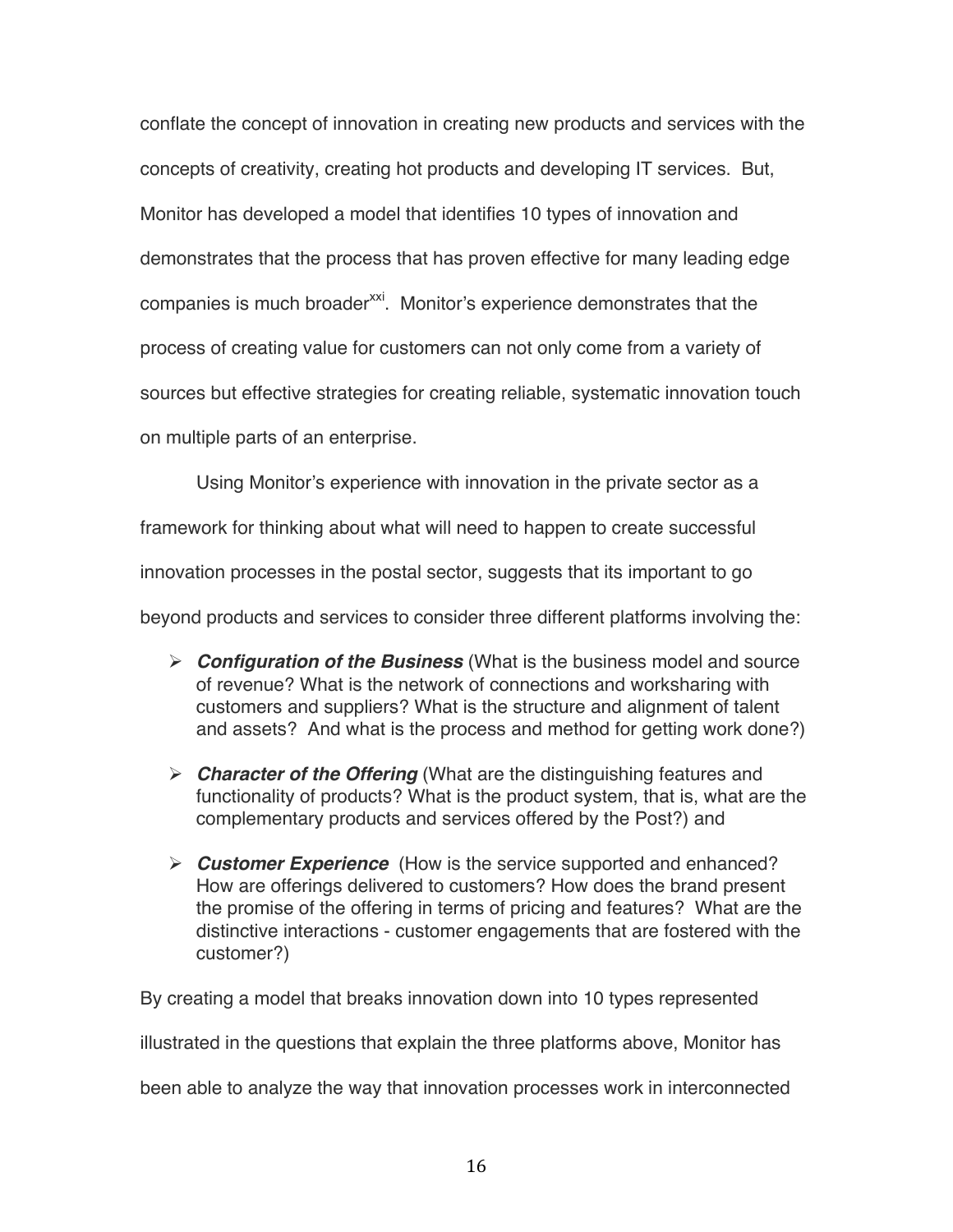conflate the concept of innovation in creating new products and services with the concepts of creativity, creating hot products and developing IT services. But, Monitor has developed a model that identifies 10 types of innovation and demonstrates that the process that has proven effective for many leading edge companies is much broader[xxi]. Monitor's experience demonstrates that the process of creating value for customers can not only come from a variety of sources but effective strategies for creating reliable, systematic innovation touch on multiple parts of an enterprise.

Using Monitor's experience with innovation in the private sector as a framework for thinking about what will need to happen to create successful innovation processes in the postal sector, suggests that its important to go beyond products and services to consider three different platforms involving the:

- ***Configuration of the Business*** (What is the business model and source of revenue? What is the network of connections and worksharing with customers and suppliers? What is the structure and alignment of talent and assets? And what is the process and method for getting work done?)
- ***Character of the Offering*** (What are the distinguishing features and functionality of products? What is the product system, that is, what are the complementary products and services offered by the Post?) and
- ***Customer Experience*** (How is the service supported and enhanced? How are offerings delivered to customers? How does the brand present the promise of the offering in terms of pricing and features? What are the distinctive interactions - customer engagements that are fostered with the customer?)

By creating a model that breaks innovation down into 10 types represented illustrated in the questions that explain the three platforms above, Monitor has been able to analyze the way that innovation processes work in interconnected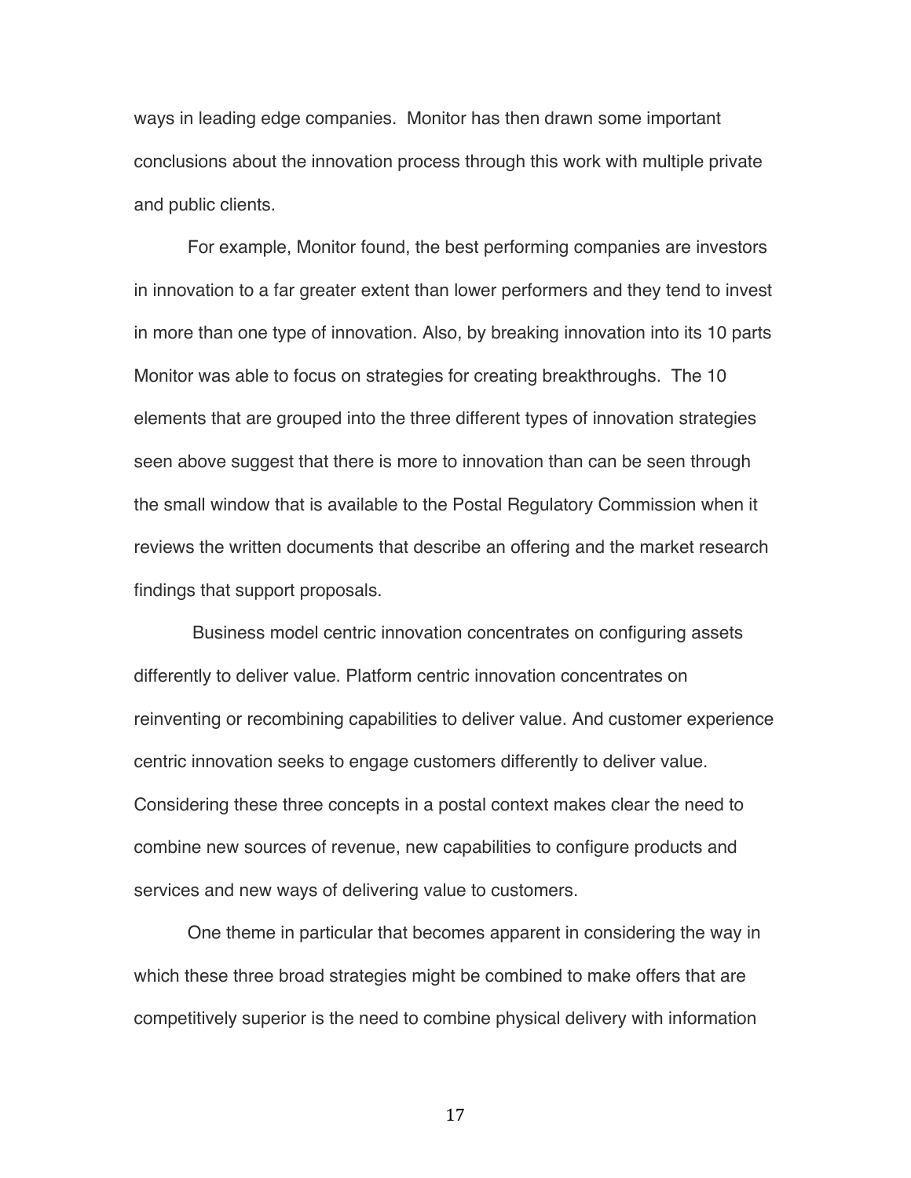ways in leading edge companies. Monitor has then drawn some important conclusions about the innovation process through this work with multiple private and public clients.

For example, Monitor found, the best performing companies are investors in innovation to a far greater extent than lower performers and they tend to invest in more than one type of innovation. Also, by breaking innovation into its 10 parts Monitor was able to focus on strategies for creating breakthroughs. The 10 elements that are grouped into the three different types of innovation strategies seen above suggest that there is more to innovation than can be seen through the small window that is available to the Postal Regulatory Commission when it reviews the written documents that describe an offering and the market research findings that support proposals.

Business model centric innovation concentrates on configuring assets differently to deliver value. Platform centric innovation concentrates on reinventing or recombining capabilities to deliver value. And customer experience centric innovation seeks to engage customers differently to deliver value. Considering these three concepts in a postal context makes clear the need to combine new sources of revenue, new capabilities to configure products and services and new ways of delivering value to customers.

One theme in particular that becomes apparent in considering the way in which these three broad strategies might be combined to make offers that are competitively superior is the need to combine physical delivery with information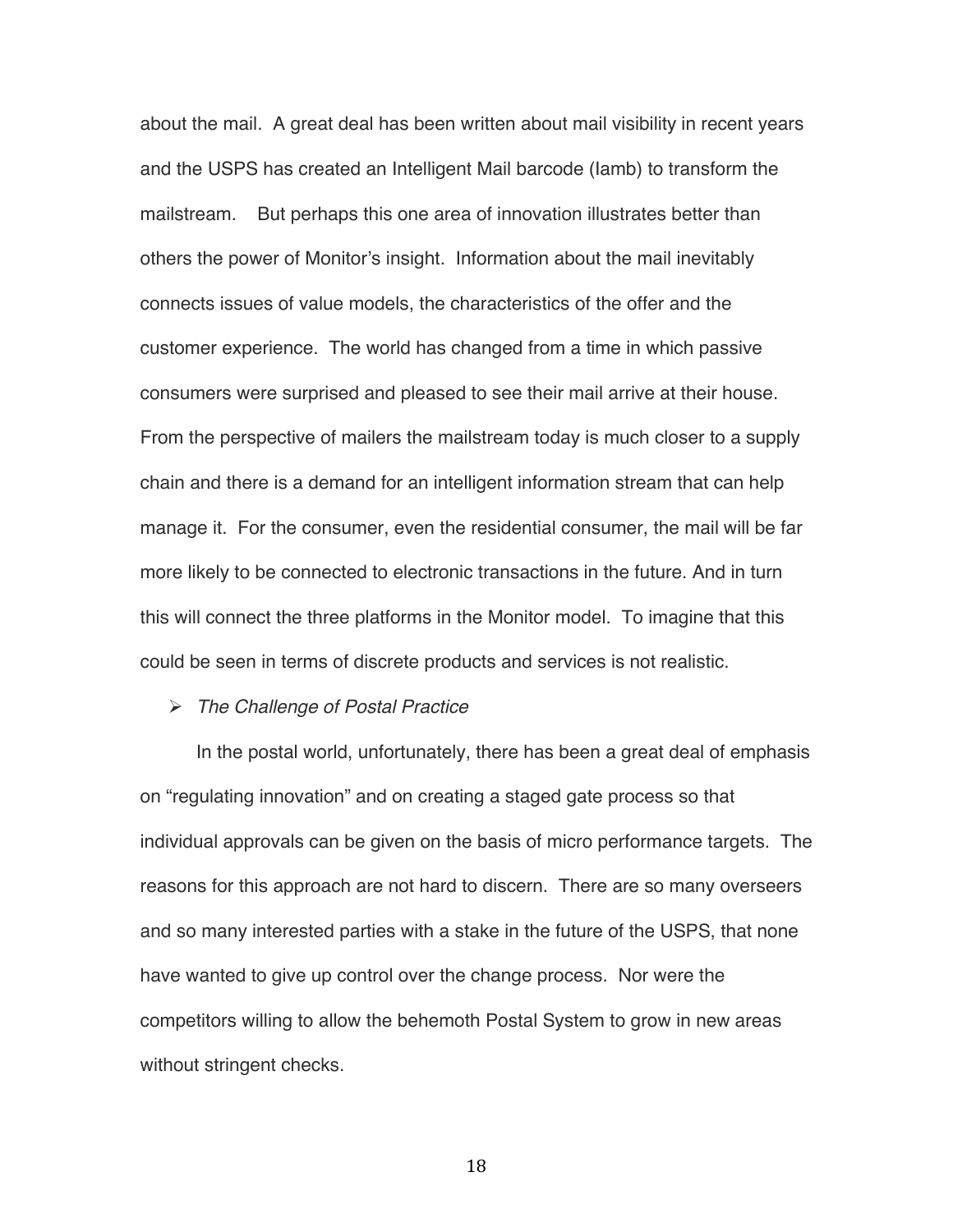about the mail. A great deal has been written about mail visibility in recent years and the USPS has created an Intelligent Mail barcode (Iamb) to transform the mailstream. But perhaps this one area of innovation illustrates better than others the power of Monitor's insight. Information about the mail inevitably connects issues of value models, the characteristics of the offer and the customer experience. The world has changed from a time in which passive consumers were surprised and pleased to see their mail arrive at their house. From the perspective of mailers the mailstream today is much closer to a supply chain and there is a demand for an intelligent information stream that can help manage it. For the consumer, even the residential consumer, the mail will be far more likely to be connected to electronic transactions in the future. And in turn this will connect the three platforms in the Monitor model. To imagine that this could be seen in terms of discrete products and services is not realistic.

- *The Challenge of Postal Practice*

In the postal world, unfortunately, there has been a great deal of emphasis on "regulating innovation" and on creating a staged gate process so that individual approvals can be given on the basis of micro performance targets. The reasons for this approach are not hard to discern. There are so many overseers and so many interested parties with a stake in the future of the USPS, that none have wanted to give up control over the change process. Nor were the competitors willing to allow the behemoth Postal System to grow in new areas without stringent checks.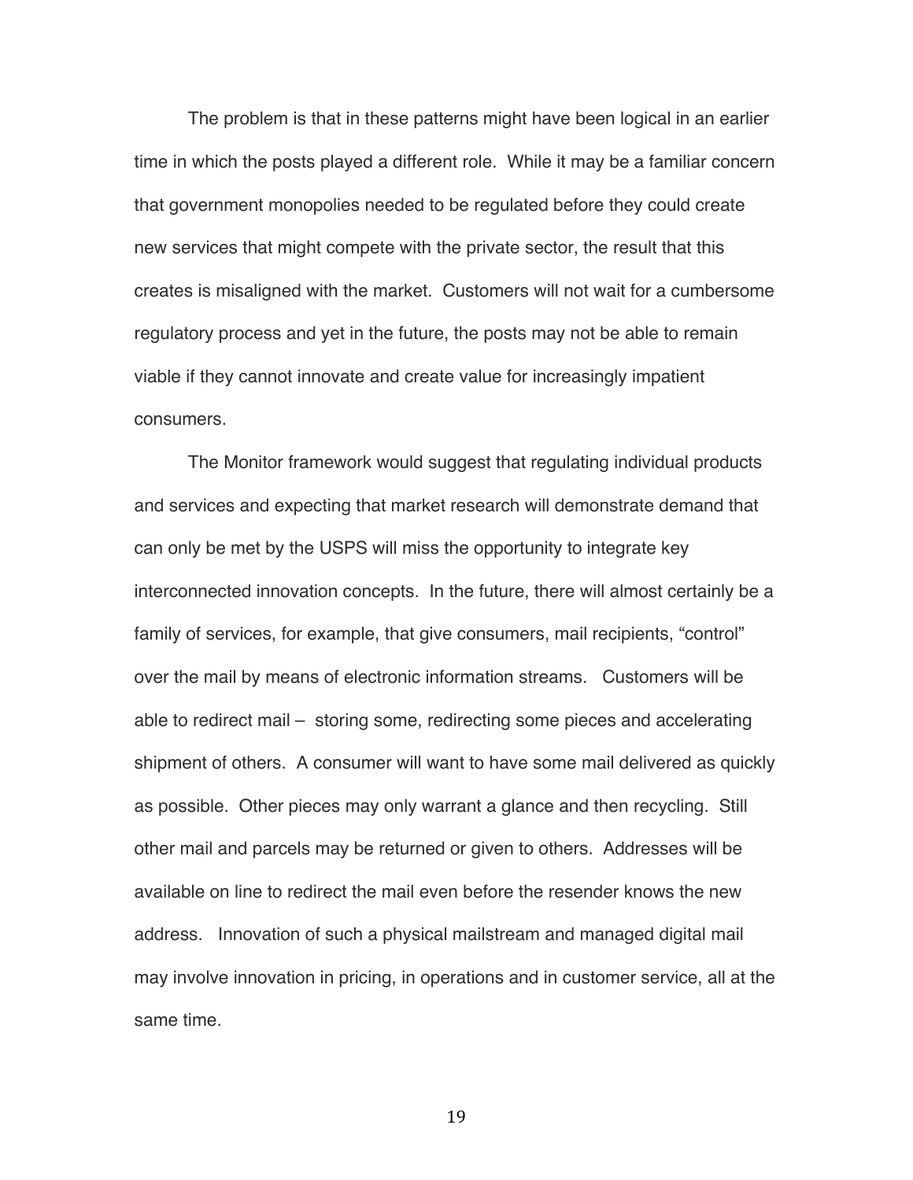The problem is that in these patterns might have been logical in an earlier time in which the posts played a different role. While it may be a familiar concern that government monopolies needed to be regulated before they could create new services that might compete with the private sector, the result that this creates is misaligned with the market. Customers will not wait for a cumbersome regulatory process and yet in the future, the posts may not be able to remain viable if they cannot innovate and create value for increasingly impatient consumers.

The Monitor framework would suggest that regulating individual products and services and expecting that market research will demonstrate demand that can only be met by the USPS will miss the opportunity to integrate key interconnected innovation concepts. In the future, there will almost certainly be a family of services, for example, that give consumers, mail recipients, "control" over the mail by means of electronic information streams. Customers will be able to redirect mail – storing some, redirecting some pieces and accelerating shipment of others. A consumer will want to have some mail delivered as quickly as possible. Other pieces may only warrant a glance and then recycling. Still other mail and parcels may be returned or given to others. Addresses will be available on line to redirect the mail even before the resender knows the new address. Innovation of such a physical mailstream and managed digital mail may involve innovation in pricing, in operations and in customer service, all at the same time.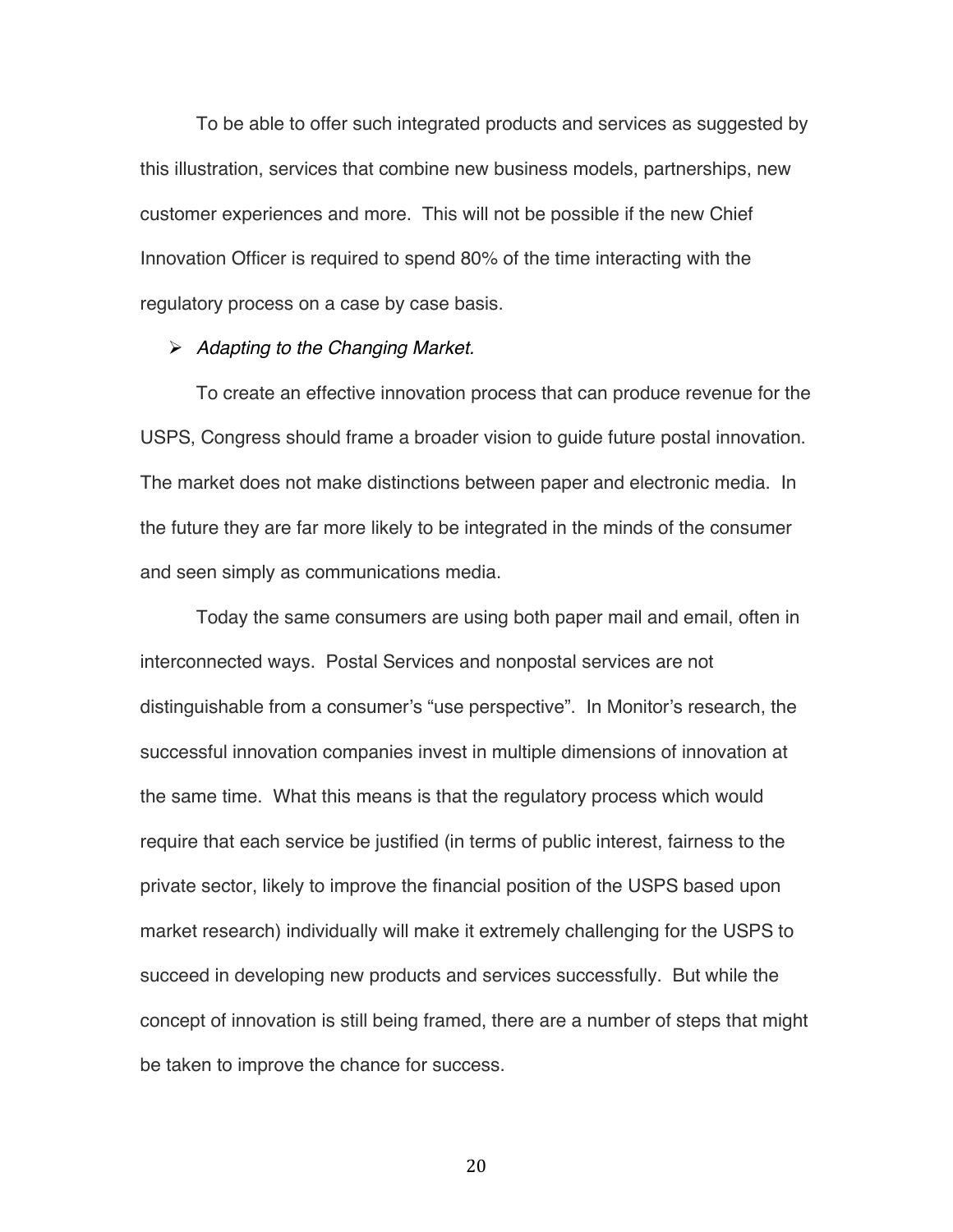To be able to offer such integrated products and services as suggested by this illustration, services that combine new business models, partnerships, new customer experiences and more. This will not be possible if the new Chief Innovation Officer is required to spend 80% of the time interacting with the regulatory process on a case by case basis.

- *Adapting to the Changing Market.*

To create an effective innovation process that can produce revenue for the USPS, Congress should frame a broader vision to guide future postal innovation. The market does not make distinctions between paper and electronic media. In the future they are far more likely to be integrated in the minds of the consumer and seen simply as communications media.

Today the same consumers are using both paper mail and email, often in interconnected ways. Postal Services and nonpostal services are not distinguishable from a consumer's "use perspective". In Monitor's research, the successful innovation companies invest in multiple dimensions of innovation at the same time. What this means is that the regulatory process which would require that each service be justified (in terms of public interest, fairness to the private sector, likely to improve the financial position of the USPS based upon market research) individually will make it extremely challenging for the USPS to succeed in developing new products and services successfully. But while the concept of innovation is still being framed, there are a number of steps that might be taken to improve the chance for success.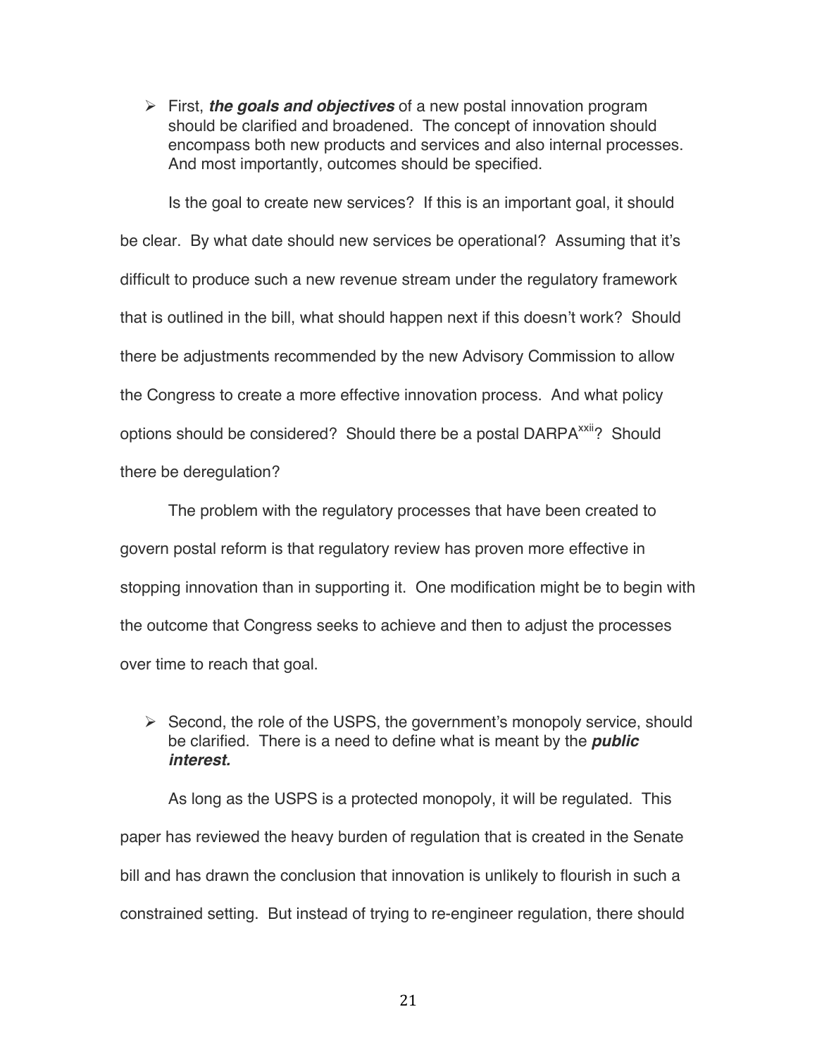- First, ***the goals and objectives*** of a new postal innovation program should be clarified and broadened. The concept of innovation should encompass both new products and services and also internal processes. And most importantly, outcomes should be specified.

Is the goal to create new services? If this is an important goal, it should be clear. By what date should new services be operational? Assuming that it's difficult to produce such a new revenue stream under the regulatory framework that is outlined in the bill, what should happen next if this doesn't work? Should there be adjustments recommended by the new Advisory Commission to allow the Congress to create a more effective innovation process. And what policy options should be considered? Should there be a postal DARPA[xxii]? Should there be deregulation?

The problem with the regulatory processes that have been created to govern postal reform is that regulatory review has proven more effective in stopping innovation than in supporting it. One modification might be to begin with the outcome that Congress seeks to achieve and then to adjust the processes over time to reach that goal.

- Second, the role of the USPS, the government's monopoly service, should be clarified. There is a need to define what is meant by the ***public interest.***

As long as the USPS is a protected monopoly, it will be regulated. This paper has reviewed the heavy burden of regulation that is created in the Senate bill and has drawn the conclusion that innovation is unlikely to flourish in such a constrained setting. But instead of trying to re-engineer regulation, there should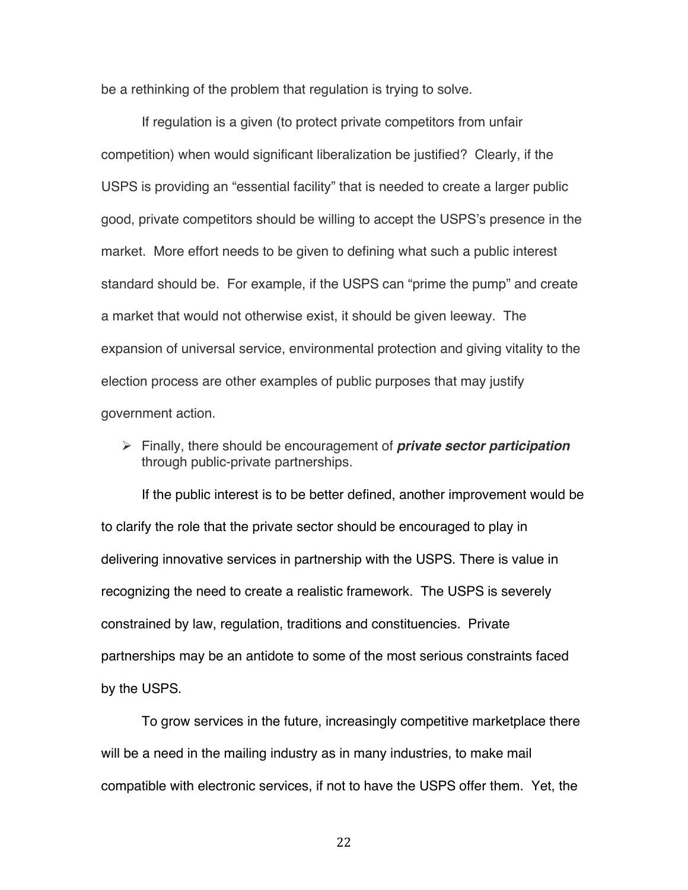be a rethinking of the problem that regulation is trying to solve.

If regulation is a given (to protect private competitors from unfair competition) when would significant liberalization be justified? Clearly, if the USPS is providing an "essential facility" that is needed to create a larger public good, private competitors should be willing to accept the USPS's presence in the market. More effort needs to be given to defining what such a public interest standard should be. For example, if the USPS can "prime the pump" and create a market that would not otherwise exist, it should be given leeway. The expansion of universal service, environmental protection and giving vitality to the election process are other examples of public purposes that may justify government action.

- Finally, there should be encouragement of ***private sector participation*** through public-private partnerships.

If the public interest is to be better defined, another improvement would be to clarify the role that the private sector should be encouraged to play in delivering innovative services in partnership with the USPS. There is value in recognizing the need to create a realistic framework. The USPS is severely constrained by law, regulation, traditions and constituencies. Private partnerships may be an antidote to some of the most serious constraints faced by the USPS.

To grow services in the future, increasingly competitive marketplace there will be a need in the mailing industry as in many industries, to make mail compatible with electronic services, if not to have the USPS offer them. Yet, the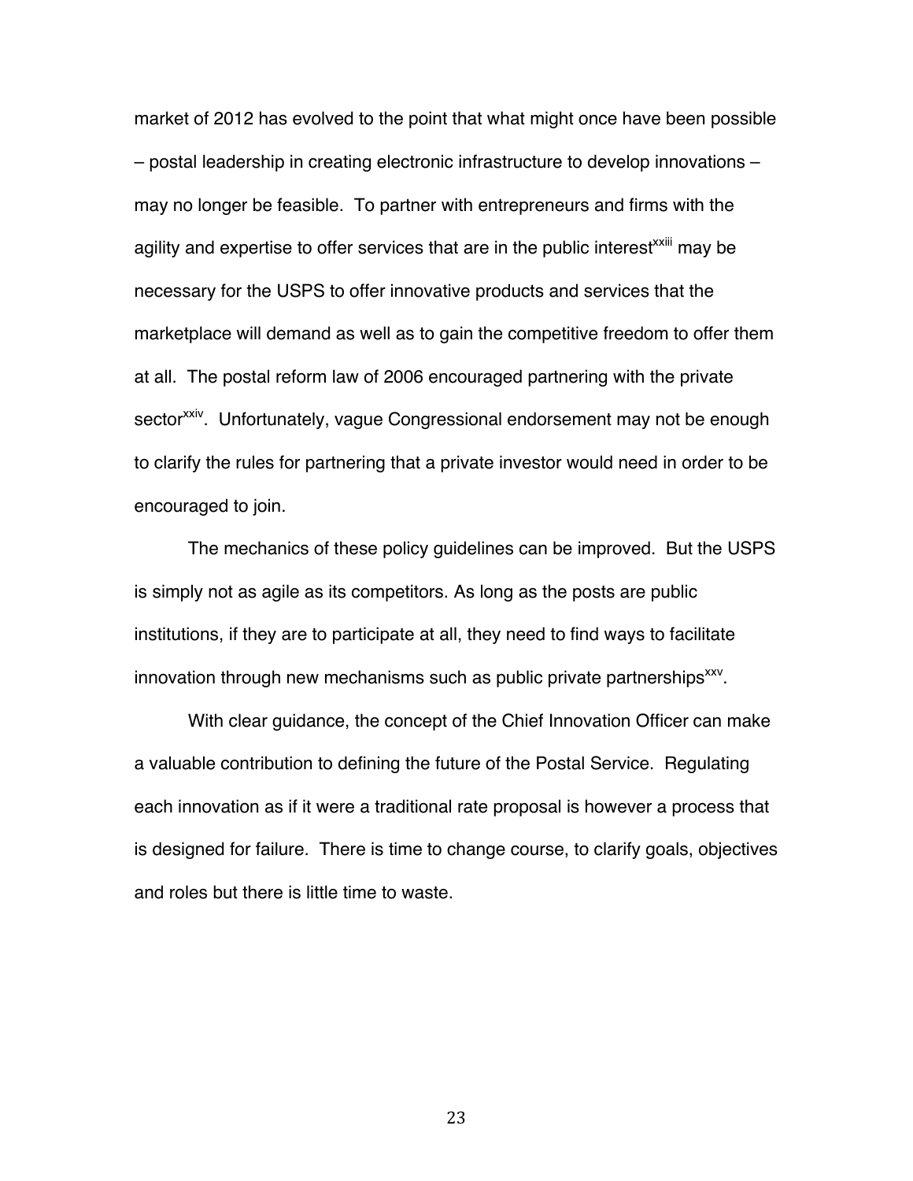market of 2012 has evolved to the point that what might once have been possible – postal leadership in creating electronic infrastructure to develop innovations – may no longer be feasible. To partner with entrepreneurs and firms with the agility and expertise to offer services that are in the public interest[xxiii] may be necessary for the USPS to offer innovative products and services that the marketplace will demand as well as to gain the competitive freedom to offer them at all. The postal reform law of 2006 encouraged partnering with the private sector[xxiv]. Unfortunately, vague Congressional endorsement may not be enough to clarify the rules for partnering that a private investor would need in order to be encouraged to join.

The mechanics of these policy guidelines can be improved. But the USPS is simply not as agile as its competitors. As long as the posts are public institutions, if they are to participate at all, they need to find ways to facilitate innovation through new mechanisms such as public private partnerships[xxv].

With clear guidance, the concept of the Chief Innovation Officer can make a valuable contribution to defining the future of the Postal Service. Regulating each innovation as if it were a traditional rate proposal is however a process that is designed for failure. There is time to change course, to clarify goals, objectives and roles but there is little time to waste.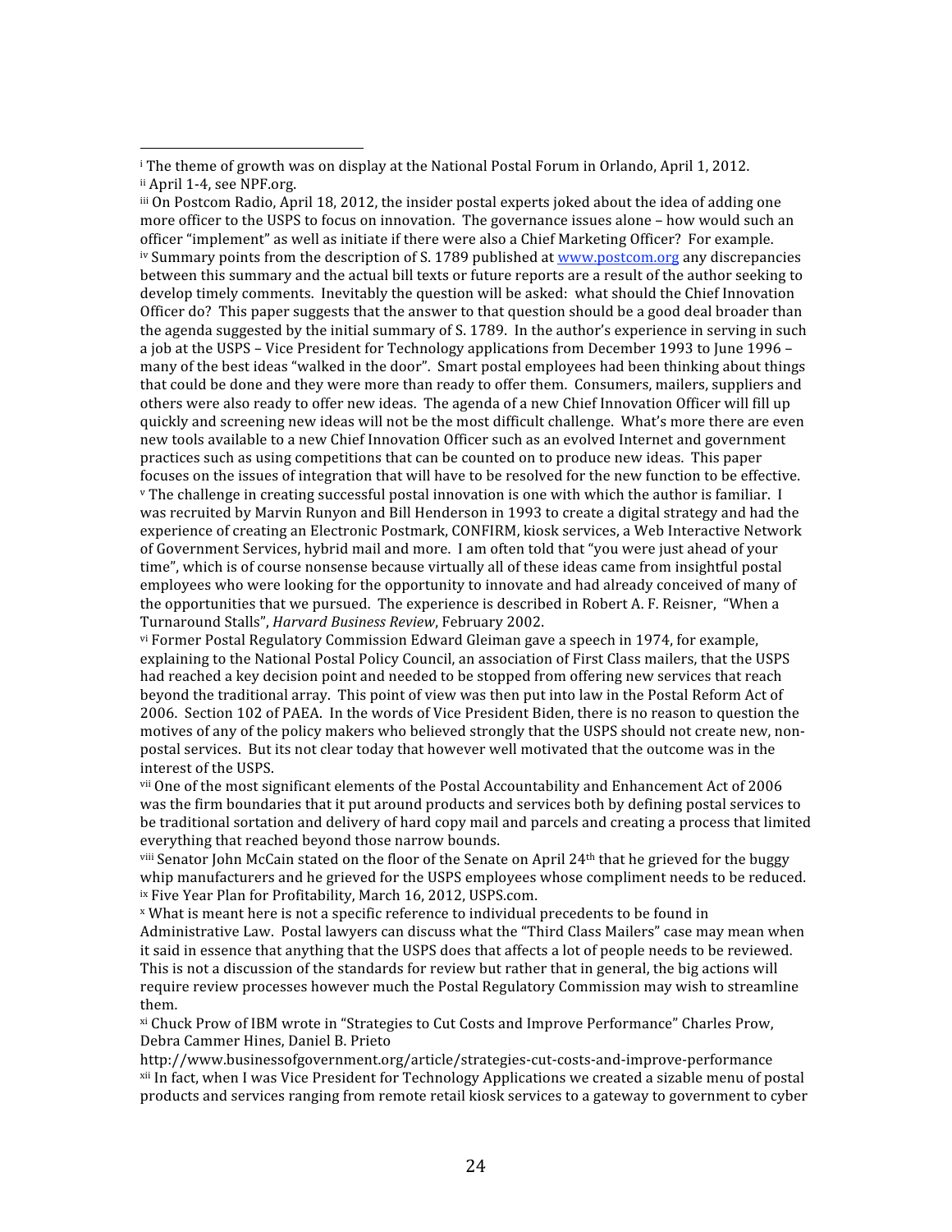[i] The theme of growth was on display at the National Postal Forum in Orlando, April 1, 2012.

[ii] April 1-4, see NPF.org.

[iii] On Postcom Radio, April 18, 2012, the insider postal experts joked about the idea of adding one more officer to the USPS to focus on innovation. The governance issues alone – how would such an officer "implement" as well as initiate if there were also a Chief Marketing Officer? For example.

[iv] Summary points from the description of S. 1789 published at www.postcom.org any discrepancies between this summary and the actual bill texts or future reports are a result of the author seeking to develop timely comments. Inevitably the question will be asked: what should the Chief Innovation Officer do? This paper suggests that the answer to that question should be a good deal broader than the agenda suggested by the initial summary of S. 1789. In the author's experience in serving in such a job at the USPS – Vice President for Technology applications from December 1993 to June 1996 – many of the best ideas "walked in the door". Smart postal employees had been thinking about things that could be done and they were more than ready to offer them. Consumers, mailers, suppliers and others were also ready to offer new ideas. The agenda of a new Chief Innovation Officer will fill up quickly and screening new ideas will not be the most difficult challenge. What's more there are even new tools available to a new Chief Innovation Officer such as an evolved Internet and government practices such as using competitions that can be counted on to produce new ideas. This paper focuses on the issues of integration that will have to be resolved for the new function to be effective.

[v] The challenge in creating successful postal innovation is one with which the author is familiar. I was recruited by Marvin Runyon and Bill Henderson in 1993 to create a digital strategy and had the experience of creating an Electronic Postmark, CONFIRM, kiosk services, a Web Interactive Network of Government Services, hybrid mail and more. I am often told that "you were just ahead of your time", which is of course nonsense because virtually all of these ideas came from insightful postal employees who were looking for the opportunity to innovate and had already conceived of many of the opportunities that we pursued. The experience is described in Robert A. F. Reisner, "When a Turnaround Stalls", *Harvard Business Review*, February 2002.

[vi] Former Postal Regulatory Commission Edward Gleiman gave a speech in 1974, for example, explaining to the National Postal Policy Council, an association of First Class mailers, that the USPS had reached a key decision point and needed to be stopped from offering new services that reach beyond the traditional array. This point of view was then put into law in the Postal Reform Act of 2006. Section 102 of PAEA. In the words of Vice President Biden, there is no reason to question the motives of any of the policy makers who believed strongly that the USPS should not create new, non-postal services. But its not clear today that however well motivated that the outcome was in the interest of the USPS.

[vii] One of the most significant elements of the Postal Accountability and Enhancement Act of 2006 was the firm boundaries that it put around products and services both by defining postal services to be traditional sortation and delivery of hard copy mail and parcels and creating a process that limited everything that reached beyond those narrow bounds.

[viii] Senator John McCain stated on the floor of the Senate on April 24th that he grieved for the buggy whip manufacturers and he grieved for the USPS employees whose compliment needs to be reduced.

[ix] Five Year Plan for Profitability, March 16, 2012, USPS.com.

[x] What is meant here is not a specific reference to individual precedents to be found in Administrative Law. Postal lawyers can discuss what the "Third Class Mailers" case may mean when it said in essence that anything that the USPS does that affects a lot of people needs to be reviewed. This is not a discussion of the standards for review but rather that in general, the big actions will require review processes however much the Postal Regulatory Commission may wish to streamline them.

[xi] Chuck Prow of IBM wrote in "Strategies to Cut Costs and Improve Performance" Charles Prow, Debra Cammer Hines, Daniel B. Prieto
http://www.businessofgovernment.org/article/strategies-cut-costs-and-improve-performance

[xii] In fact, when I was Vice President for Technology Applications we created a sizable menu of postal products and services ranging from remote retail kiosk services to a gateway to government to cyber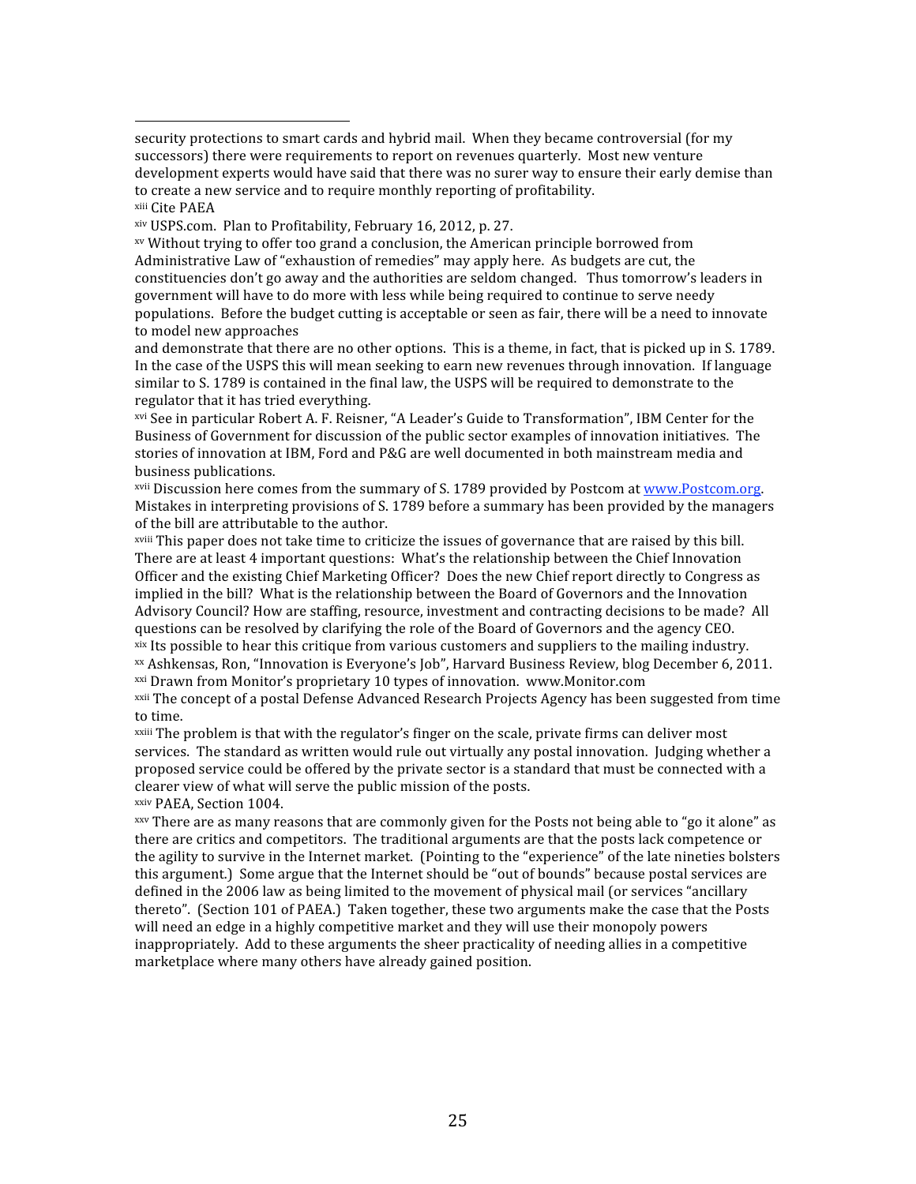security protections to smart cards and hybrid mail. When they became controversial (for my successors) there were requirements to report on revenues quarterly. Most new venture development experts would have said that there was no surer way to ensure their early demise than to create a new service and to require monthly reporting of profitability.

[xiii] Cite PAEA

[xiv] USPS.com. Plan to Profitability, February 16, 2012, p. 27.

[xv] Without trying to offer too grand a conclusion, the American principle borrowed from Administrative Law of "exhaustion of remedies" may apply here. As budgets are cut, the constituencies don't go away and the authorities are seldom changed. Thus tomorrow's leaders in government will have to do more with less while being required to continue to serve needy populations. Before the budget cutting is acceptable or seen as fair, there will be a need to innovate to model new approaches

and demonstrate that there are no other options. This is a theme, in fact, that is picked up in S. 1789. In the case of the USPS this will mean seeking to earn new revenues through innovation. If language similar to S. 1789 is contained in the final law, the USPS will be required to demonstrate to the regulator that it has tried everything.

[xvi] See in particular Robert A. F. Reisner, "A Leader's Guide to Transformation", IBM Center for the Business of Government for discussion of the public sector examples of innovation initiatives. The stories of innovation at IBM, Ford and P&G are well documented in both mainstream media and business publications.

[xvii] Discussion here comes from the summary of S. 1789 provided by Postcom at [www.Postcom.org](www.Postcom.org). Mistakes in interpreting provisions of S. 1789 before a summary has been provided by the managers of the bill are attributable to the author.

[xviii] This paper does not take time to criticize the issues of governance that are raised by this bill. There are at least 4 important questions: What's the relationship between the Chief Innovation Officer and the existing Chief Marketing Officer? Does the new Chief report directly to Congress as implied in the bill? What is the relationship between the Board of Governors and the Innovation Advisory Council? How are staffing, resource, investment and contracting decisions to be made? All questions can be resolved by clarifying the role of the Board of Governors and the agency CEO.

[xix] Its possible to hear this critique from various customers and suppliers to the mailing industry.

[xx] Ashkensas, Ron, "Innovation is Everyone's Job", Harvard Business Review, blog December 6, 2011.

[xxi] Drawn from Monitor's proprietary 10 types of innovation. www.Monitor.com

[xxii] The concept of a postal Defense Advanced Research Projects Agency has been suggested from time to time.

[xxiii] The problem is that with the regulator's finger on the scale, private firms can deliver most services. The standard as written would rule out virtually any postal innovation. Judging whether a proposed service could be offered by the private sector is a standard that must be connected with a clearer view of what will serve the public mission of the posts.

[xxiv] PAEA, Section 1004.

[xxv] There are as many reasons that are commonly given for the Posts not being able to "go it alone" as there are critics and competitors. The traditional arguments are that the posts lack competence or the agility to survive in the Internet market. (Pointing to the "experience" of the late nineties bolsters this argument.) Some argue that the Internet should be "out of bounds" because postal services are defined in the 2006 law as being limited to the movement of physical mail (or services "ancillary thereto". (Section 101 of PAEA.) Taken together, these two arguments make the case that the Posts will need an edge in a highly competitive market and they will use their monopoly powers inappropriately. Add to these arguments the sheer practicality of needing allies in a competitive marketplace where many others have already gained position.